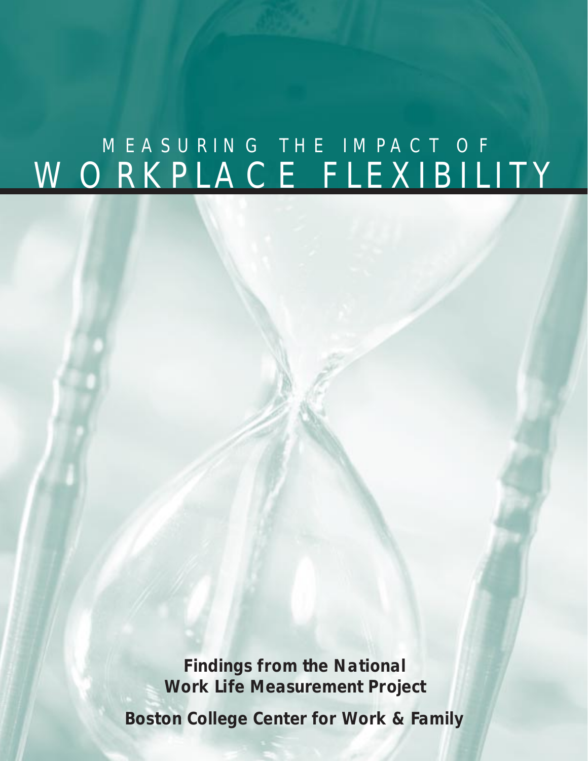# MEASURING THE IMPACT OF WORKPLACE FLEXIBILITY

**Findings from the National Work Life Measurement Project**

**Boston College Center for Work & Family**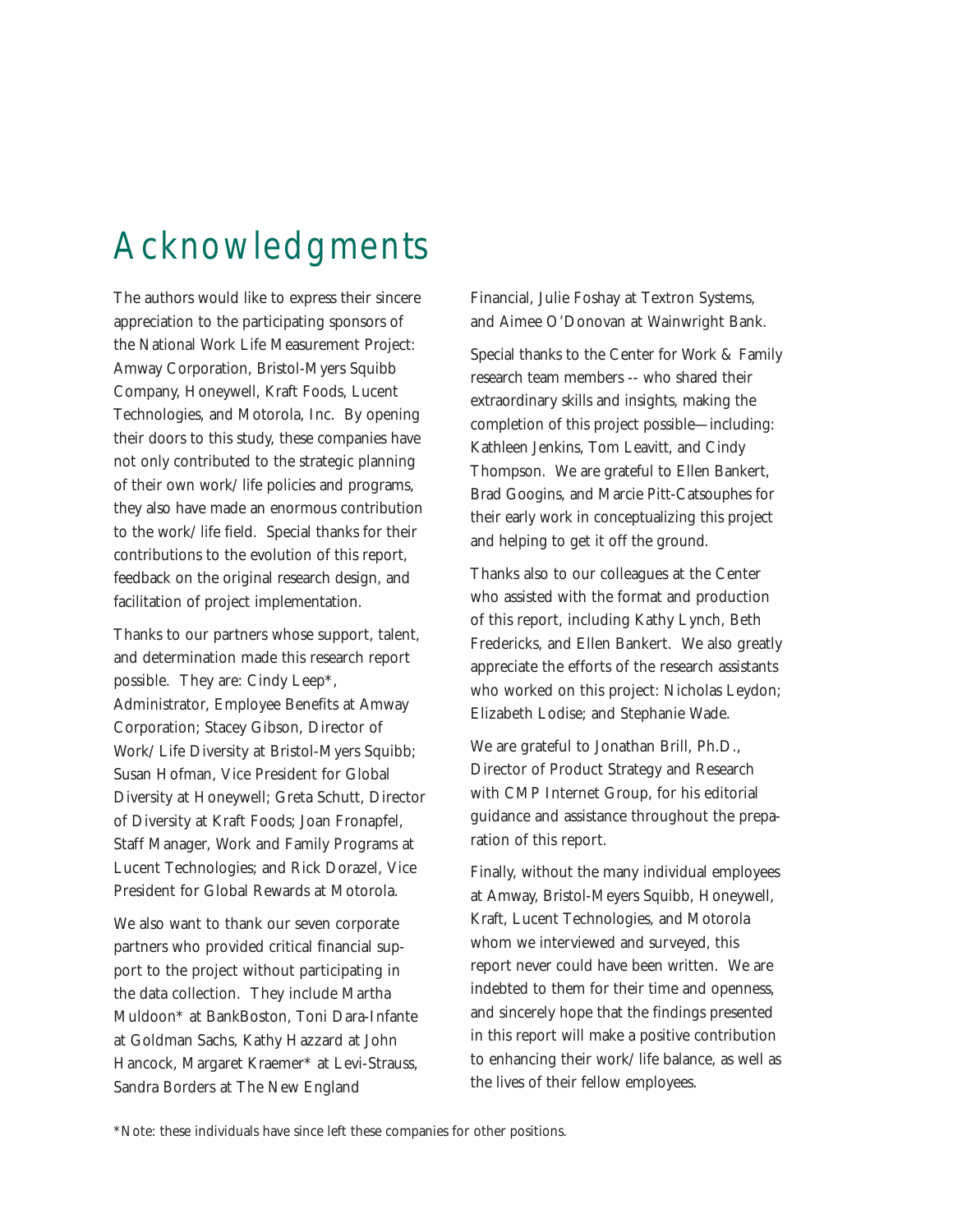# Acknowledgments

The authors would like to express their sincere appreciation to the participating sponsors of the National Work Life Measurement Project: Amway Corporation, Bristol-Myers Squibb Company, Honeywell, Kraft Foods, Lucent Technologies, and Motorola, Inc. By opening their doors to this study, these companies have not only contributed to the strategic planning of their own work/life policies and programs, they also have made an enormous contribution to the work/life field. Special thanks for their contributions to the evolution of this report, feedback on the original research design, and facilitation of project implementation.

Thanks to our partners whose support, talent, and determination made this research report possible. They are: Cindy Leep*, Administrator, Employee Benefits at Amway Corporation; Stacey Gibson, Director of Work/Life Diversity at Bristol-Myers Squibb; Susan Hofman, Vice President for Global Diversity at Honeywell; Greta Schutt, Director of Diversity at Kraft Foods; Joan Fronapfel, Staff Manager, Work and Family Programs at Lucent Technologies; and Rick Dorazel, Vice President for Global Rewards at Motorola.

We also want to thank our seven corporate partners who provided critical financial support to the project without participating in the data collection. They include Martha Muldoon* at BankBoston, Toni Dara-Infante at Goldman Sachs, Kathy Hazzard at John Hancock, Margaret Kraemer* at Levi-Strauss, Sandra Borders at The New England Financial, Julie Foshay at Textron Systems, and Aimee O'Donovan at Wainwright Bank.

Special thanks to the Center for Work & Family research team members -- who shared their extraordinary skills and insights, making the completion of this project possible—including: Kathleen Jenkins, Tom Leavitt, and Cindy Thompson. We are grateful to Ellen Bankert, Brad Googins, and Marcie Pitt-Catsouphes for their early work in conceptualizing this project and helping to get it off the ground.

Thanks also to our colleagues at the Center who assisted with the format and production of this report, including Kathy Lynch, Beth Fredericks, and Ellen Bankert. We also greatly appreciate the efforts of the research assistants who worked on this project: Nicholas Leydon; Elizabeth Lodise; and Stephanie Wade.

We are grateful to Jonathan Brill, Ph.D., Director of Product Strategy and Research with CMP Internet Group, for his editorial guidance and assistance throughout the preparation of this report.

Finally, without the many individual employees at Amway, Bristol-Meyers Squibb, Honeywell, Kraft, Lucent Technologies, and Motorola whom we interviewed and surveyed, this report never could have been written. We are indebted to them for their time and openness, and sincerely hope that the findings presented in this report will make a positive contribution to enhancing their work/life balance, as well as the lives of their fellow employees.

*Note: these individuals have since left these companies for other positions.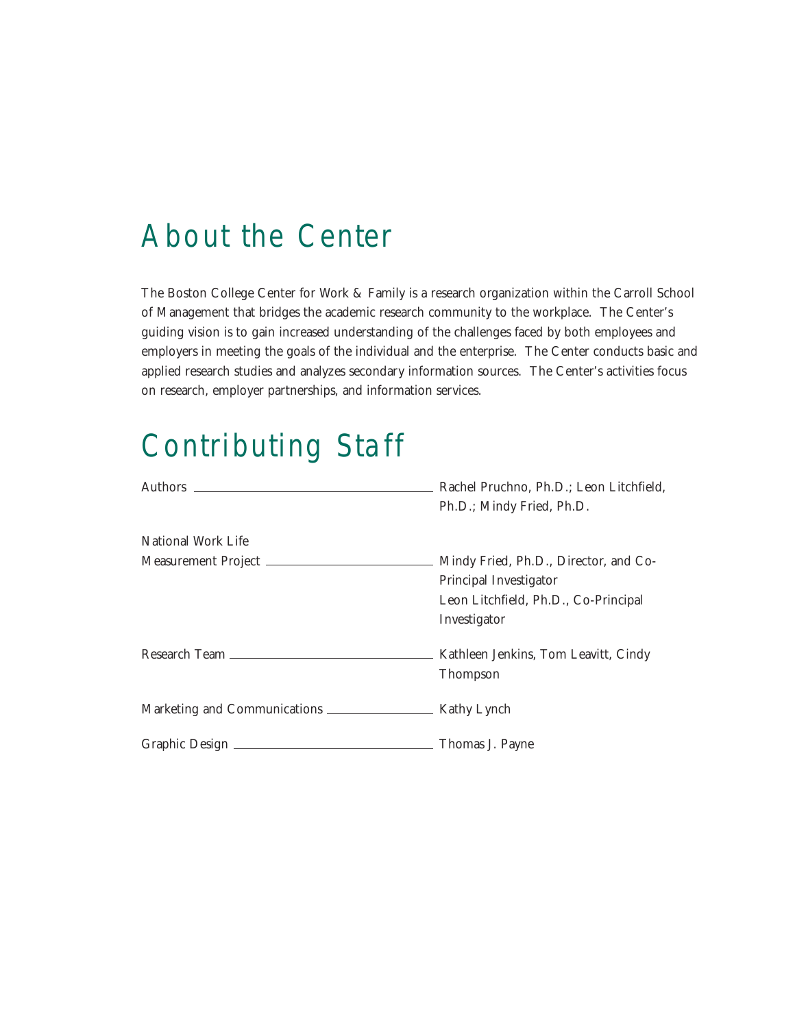# About the Center

The Boston College Center for Work & Family is a research organization within the Carroll School of Management that bridges the academic research community to the workplace. The Center's guiding vision is to gain increased understanding of the challenges faced by both employees and employers in meeting the goals of the individual and the enterprise. The Center conducts basic and applied research studies and analyzes secondary information sources. The Center's activities focus on research, employer partnerships, and information services.

# Contributing Staff

| | |
|---|---|
| Authors | Rachel Pruchno, Ph.D.; Leon Litchfield, Ph.D.; Mindy Fried, Ph.D. |
| National Work Life Measurement Project | Mindy Fried, Ph.D., Director, and Co-Principal Investigator<br>Leon Litchfield, Ph.D., Co-Principal Investigator |
| Research Team | Kathleen Jenkins, Tom Leavitt, Cindy Thompson |
| Marketing and Communications | Kathy Lynch |
| Graphic Design | Thomas J. Payne |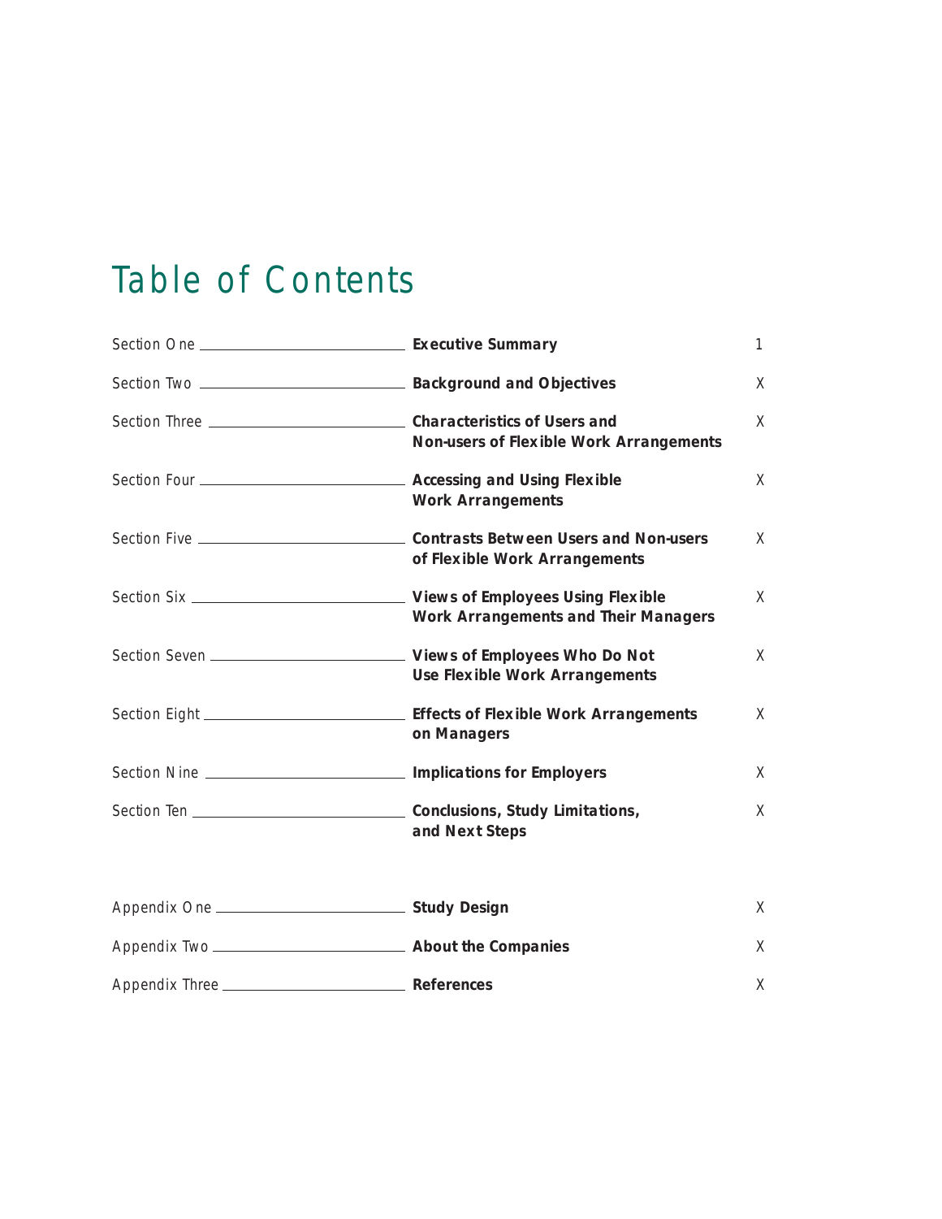# Table of Contents

| | | |
|---|---|---|
| Section One | **Executive Summary** | 1 |
| Section Two | **Background and Objectives** | X |
| Section Three | **Characteristics of Users and Non-users of Flexible Work Arrangements** | X |
| Section Four | **Accessing and Using Flexible Work Arrangements** | X |
| Section Five | **Contrasts Between Users and Non-users of Flexible Work Arrangements** | X |
| Section Six | **Views of Employees Using Flexible Work Arrangements and Their Managers** | X |
| Section Seven | **Views of Employees Who Do Not Use Flexible Work Arrangements** | X |
| Section Eight | **Effects of Flexible Work Arrangements on Managers** | X |
| Section Nine | **Implications for Employers** | X |
| Section Ten | **Conclusions, Study Limitations, and Next Steps** | X |
| Appendix One | **Study Design** | X |
| Appendix Two | **About the Companies** | X |
| Appendix Three | **References** | X |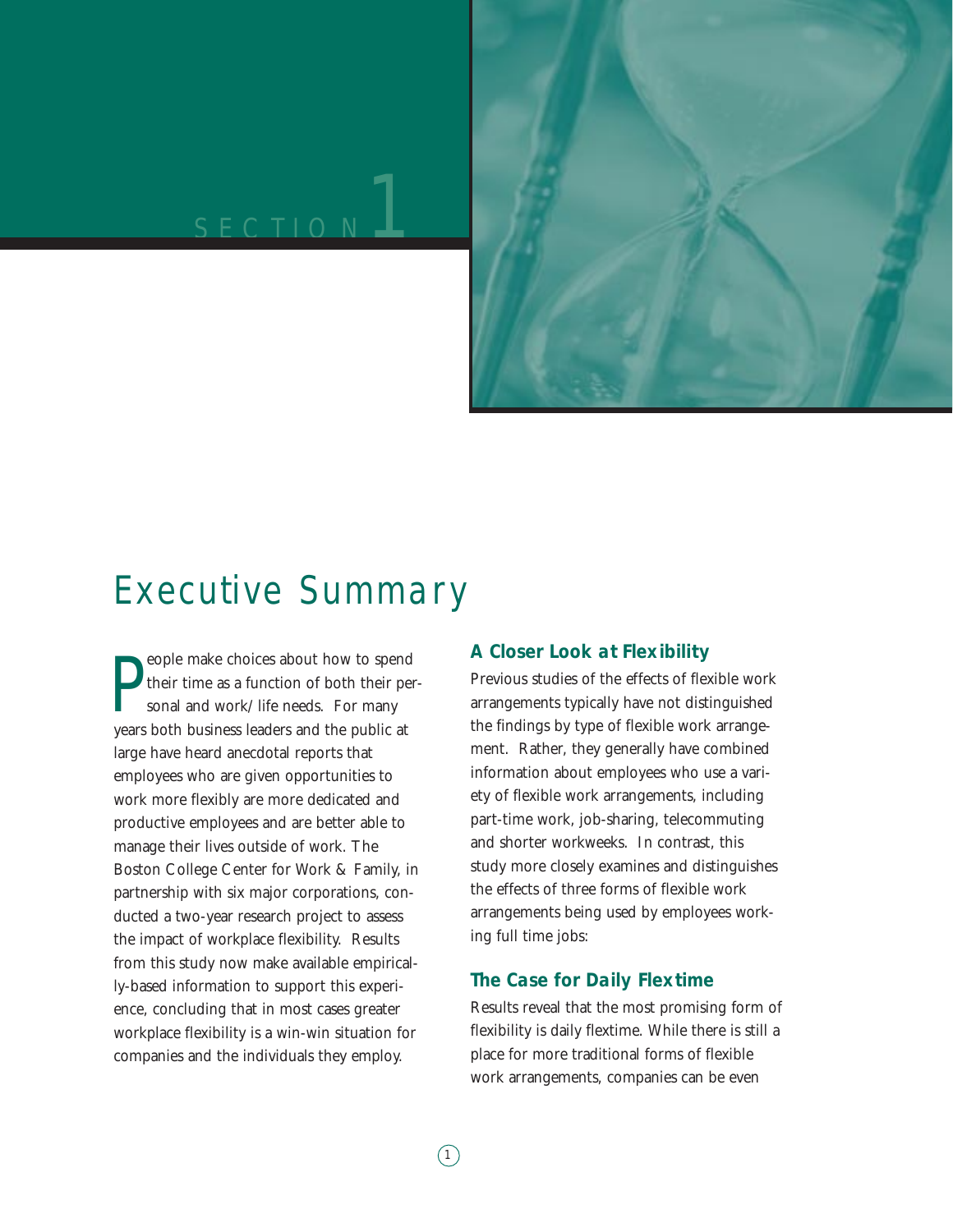# SECTION 1

# Executive Summary

People make choices about how to spend their time as a function of both their personal and work/life needs. For many years both business leaders and the public at large have heard anecdotal reports that employees who are given opportunities to work more flexibly are more dedicated and productive employees and are better able to manage their lives outside of work. The Boston College Center for Work & Family, in partnership with six major corporations, conducted a two-year research project to assess the impact of workplace flexibility. Results from this study now make available empirically-based information to support this experience, concluding that in most cases greater workplace flexibility is a win-win situation for companies and the individuals they employ.

## A Closer Look at Flexibility

Previous studies of the effects of flexible work arrangements typically have not distinguished the findings by type of flexible work arrangement. Rather, they generally have combined information about employees who use a variety of flexible work arrangements, including part-time work, job-sharing, telecommuting and shorter workweeks. In contrast, this study more closely examines and distinguishes the effects of three forms of flexible work arrangements being used by employees working full time jobs:

## The Case for Daily Flextime

Results reveal that the most promising form of flexibility is daily flextime. While there is still a place for more traditional forms of flexible work arrangements, companies can be even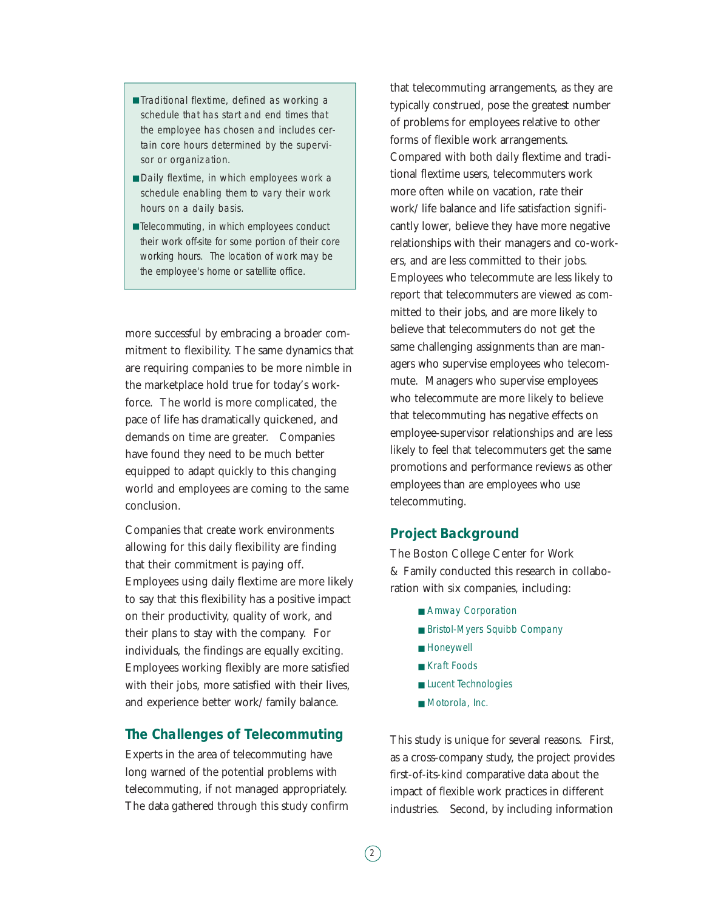- Traditional flextime, defined as working a schedule that has start and end times that the employee has chosen and includes certain core hours determined by the supervisor or organization.
- Daily flextime, in which employees work a schedule enabling them to vary their work hours on a daily basis.
- Telecommuting, in which employees conduct their work off-site for some portion of their core working hours. The location of work may be the employee's home or satellite office.

more successful by embracing a broader commitment to flexibility. The same dynamics that are requiring companies to be more nimble in the marketplace hold true for today's workforce. The world is more complicated, the pace of life has dramatically quickened, and demands on time are greater. Companies have found they need to be much better equipped to adapt quickly to this changing world and employees are coming to the same conclusion.

Companies that create work environments allowing for this daily flexibility are finding that their commitment is paying off. Employees using daily flextime are more likely to say that this flexibility has a positive impact on their productivity, quality of work, and their plans to stay with the company. For individuals, the findings are equally exciting. Employees working flexibly are more satisfied with their jobs, more satisfied with their lives, and experience better work/family balance.

## The Challenges of Telecommuting

Experts in the area of telecommuting have long warned of the potential problems with telecommuting, if not managed appropriately. The data gathered through this study confirm that telecommuting arrangements, as they are typically construed, pose the greatest number of problems for employees relative to other forms of flexible work arrangements. Compared with both daily flextime and traditional flextime users, telecommuters work more often while on vacation, rate their work/life balance and life satisfaction significantly lower, believe they have more negative relationships with their managers and co-workers, and are less committed to their jobs. Employees who telecommute are less likely to report that telecommuters are viewed as committed to their jobs, and are more likely to believe that telecommuters do not get the same challenging assignments than are managers who supervise employees who telecommute. Managers who supervise employees who telecommute are more likely to believe that telecommuting has negative effects on employee-supervisor relationships and are less likely to feel that telecommuters get the same promotions and performance reviews as other employees than are employees who use telecommuting.

## Project Background

The Boston College Center for Work & Family conducted this research in collaboration with six companies, including:

- Amway Corporation
- Bristol-Myers Squibb Company
- Honeywell
- Kraft Foods
- Lucent Technologies
- Motorola, Inc.

This study is unique for several reasons. First, as a cross-company study, the project provides first-of-its-kind comparative data about the impact of flexible work practices in different industries. Second, by including information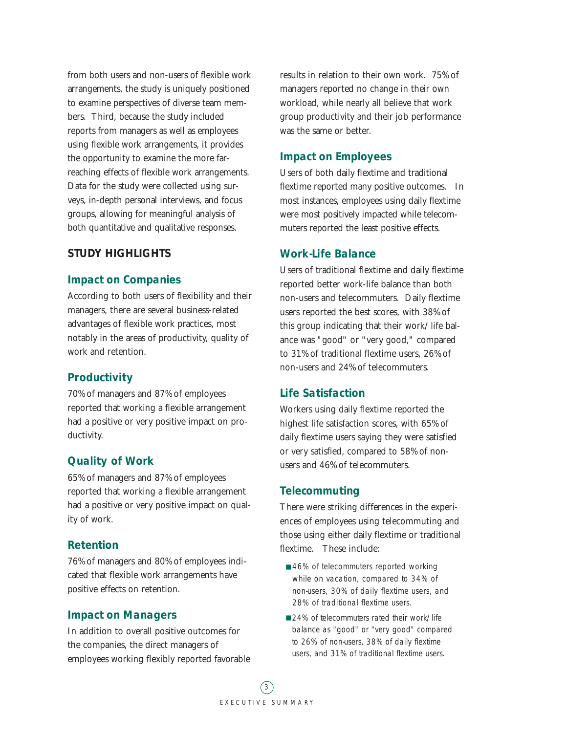from both users and non-users of flexible work arrangements, the study is uniquely positioned to examine perspectives of diverse team members. Third, because the study included reports from managers as well as employees using flexible work arrangements, it provides the opportunity to examine the more far-reaching effects of flexible work arrangements. Data for the study were collected using surveys, in-depth personal interviews, and focus groups, allowing for meaningful analysis of both quantitative and qualitative responses.

## STUDY HIGHLIGHTS

### Impact on Companies

According to both users of flexibility and their managers, there are several business-related advantages of flexible work practices, most notably in the areas of productivity, quality of work and retention.

### Productivity

70% of managers and 87% of employees reported that working a flexible arrangement had a positive or very positive impact on productivity.

### Quality of Work

65% of managers and 87% of employees reported that working a flexible arrangement had a positive or very positive impact on quality of work.

### Retention

76% of managers and 80% of employees indicated that flexible work arrangements have positive effects on retention.

### Impact on Managers

In addition to overall positive outcomes for the companies, the direct managers of employees working flexibly reported favorable results in relation to their own work. 75% of managers reported no change in their own workload, while nearly all believe that work group productivity and their job performance was the same or better.

### Impact on Employees

Users of both daily flextime and traditional flextime reported many positive outcomes. In most instances, employees using daily flextime were most positively impacted while telecommuters reported the least positive effects.

### Work-Life Balance

Users of traditional flextime and daily flextime reported better work-life balance than both non-users and telecommuters. Daily flextime users reported the best scores, with 38% of this group indicating that their work/life balance was "good" or "very good," compared to 31% of traditional flextime users, 26% of non-users and 24% of telecommuters.

### Life Satisfaction

Workers using daily flextime reported the highest life satisfaction scores, with 65% of daily flextime users saying they were satisfied or very satisfied, compared to 58% of non-users and 46% of telecommuters.

### Telecommuting

There were striking differences in the experiences of employees using telecommuting and those using either daily flextime or traditional flextime. These include:

- *46% of telecommuters reported working while on vacation, compared to 34% of non-users, 30% of daily flextime users, and 28% of traditional flextime users.*
- *24% of telecommuters rated their work/life balance as "good" or "very good" compared to 26% of non-users, 38% of daily flextime users, and 31% of traditional flextime users.*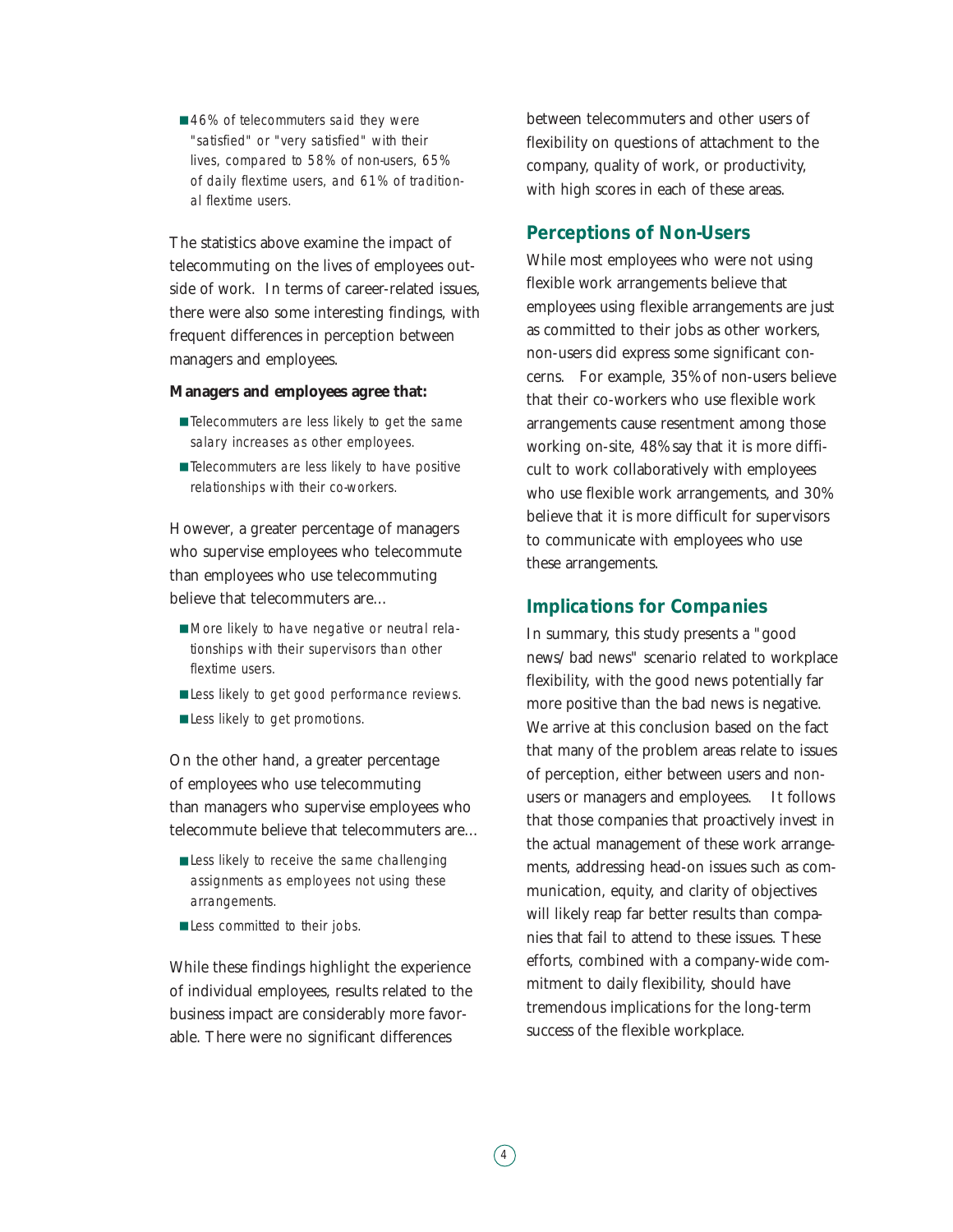- 46% of telecommuters said they were "satisfied" or "very satisfied" with their lives, compared to 58% of non-users, 65% of daily flextime users, and 61% of traditional flextime users.

The statistics above examine the impact of telecommuting on the lives of employees outside of work. In terms of career-related issues, there were also some interesting findings, with frequent differences in perception between managers and employees.

**Managers and employees agree that:**

- Telecommuters are less likely to get the same salary increases as other employees.
- Telecommuters are less likely to have positive relationships with their co-workers.

However, a greater percentage of managers who supervise employees who telecommute than employees who use telecommuting believe that telecommuters are…

- More likely to have negative or neutral relationships with their supervisors than other flextime users.
- Less likely to get good performance reviews.
- Less likely to get promotions.

On the other hand, a greater percentage of employees who use telecommuting than managers who supervise employees who telecommute believe that telecommuters are…

- Less likely to receive the same challenging assignments as employees not using these arrangements.
- Less committed to their jobs.

While these findings highlight the experience of individual employees, results related to the business impact are considerably more favorable. There were no significant differences between telecommuters and other users of flexibility on questions of attachment to the company, quality of work, or productivity, with high scores in each of these areas.

## Perceptions of Non-Users

While most employees who were not using flexible work arrangements believe that employees using flexible arrangements are just as committed to their jobs as other workers, non-users did express some significant concerns. For example, 35% of non-users believe that their co-workers who use flexible work arrangements cause resentment among those working on-site, 48% say that it is more difficult to work collaboratively with employees who use flexible work arrangements, and 30% believe that it is more difficult for supervisors to communicate with employees who use these arrangements.

## Implications for Companies

In summary, this study presents a "good news/bad news" scenario related to workplace flexibility, with the good news potentially far more positive than the bad news is negative. We arrive at this conclusion based on the fact that many of the problem areas relate to issues of perception, either between users and non-users or managers and employees. It follows that those companies that proactively invest in the actual management of these work arrangements, addressing head-on issues such as communication, equity, and clarity of objectives will likely reap far better results than companies that fail to attend to these issues. These efforts, combined with a company-wide commitment to daily flexibility, should have tremendous implications for the long-term success of the flexible workplace.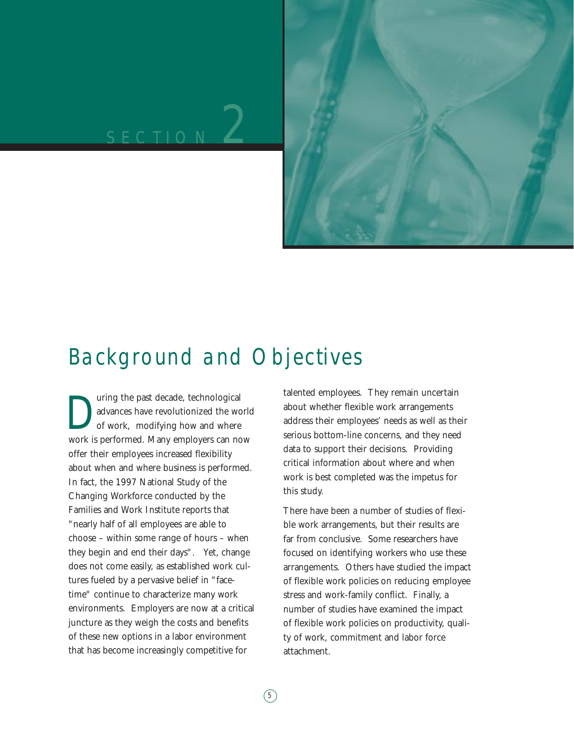# SECTION 2

## Background and Objectives

During the past decade, technological advances have revolutionized the world of work, modifying how and where work is performed. Many employers can now offer their employees increased flexibility about when and where business is performed. In fact, the 1997 National Study of the Changing Workforce conducted by the Families and Work Institute reports that "nearly half of all employees are able to choose – within some range of hours – when they begin and end their days". Yet, change does not come easily, as established work cultures fueled by a pervasive belief in "face-time" continue to characterize many work environments. Employers are now at a critical juncture as they weigh the costs and benefits of these new options in a labor environment that has become increasingly competitive for talented employees. They remain uncertain about whether flexible work arrangements address their employees' needs as well as their serious bottom-line concerns, and they need data to support their decisions. Providing critical information about where and when work is best completed was the impetus for this study.

There have been a number of studies of flexible work arrangements, but their results are far from conclusive. Some researchers have focused on identifying workers who use these arrangements. Others have studied the impact of flexible work policies on reducing employee stress and work-family conflict. Finally, a number of studies have examined the impact of flexible work policies on productivity, quality of work, commitment and labor force attachment.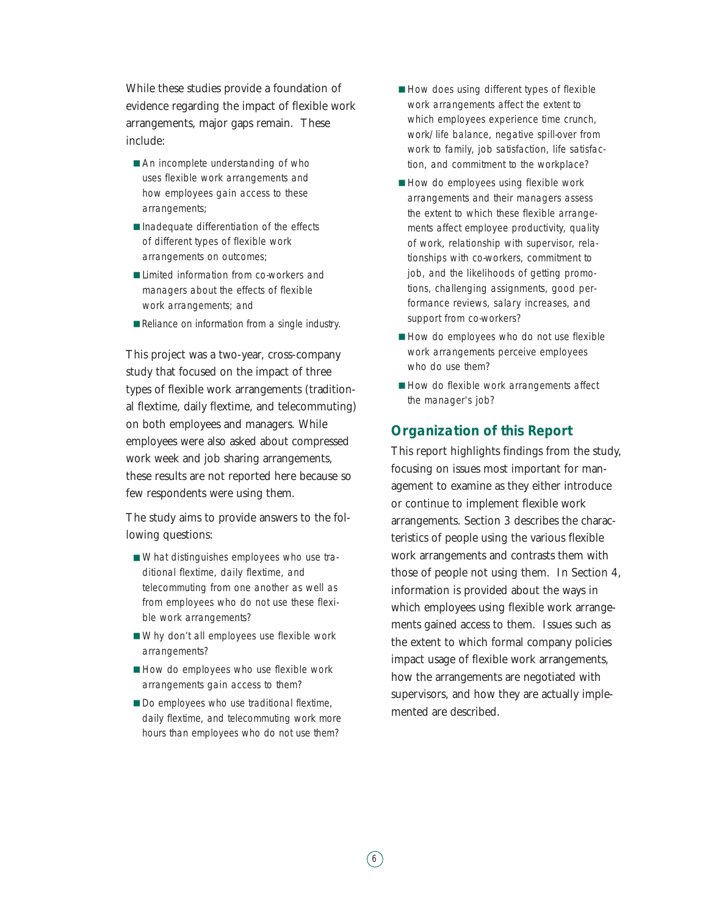While these studies provide a foundation of evidence regarding the impact of flexible work arrangements, major gaps remain. These include:

- An incomplete understanding of who uses flexible work arrangements and how employees gain access to these arrangements;
- Inadequate differentiation of the effects of different types of flexible work arrangements on outcomes;
- Limited information from co-workers and managers about the effects of flexible work arrangements; and
- Reliance on information from a single industry.

This project was a two-year, cross-company study that focused on the impact of three types of flexible work arrangements (traditional flextime, daily flextime, and telecommuting) on both employees and managers. While employees were also asked about compressed work week and job sharing arrangements, these results are not reported here because so few respondents were using them.

The study aims to provide answers to the following questions:

- What distinguishes employees who use traditional flextime, daily flextime, and telecommuting from one another as well as from employees who do not use these flexible work arrangements?
- Why don't all employees use flexible work arrangements?
- How do employees who use flexible work arrangements gain access to them?
- Do employees who use traditional flextime, daily flextime, and telecommuting work more hours than employees who do not use them?
- How does using different types of flexible work arrangements affect the extent to which employees experience time crunch, work/life balance, negative spill-over from work to family, job satisfaction, life satisfaction, and commitment to the workplace?
- How do employees using flexible work arrangements and their managers assess the extent to which these flexible arrangements affect employee productivity, quality of work, relationship with supervisor, relationships with co-workers, commitment to job, and the likelihoods of getting promotions, challenging assignments, good performance reviews, salary increases, and support from co-workers?
- How do employees who do not use flexible work arrangements perceive employees who do use them?
- How do flexible work arrangements affect the manager's job?

## Organization of this Report

This report highlights findings from the study, focusing on issues most important for management to examine as they either introduce or continue to implement flexible work arrangements. Section 3 describes the characteristics of people using the various flexible work arrangements and contrasts them with those of people not using them. In Section 4, information is provided about the ways in which employees using flexible work arrangements gained access to them. Issues such as the extent to which formal company policies impact usage of flexible work arrangements, how the arrangements are negotiated with supervisors, and how they are actually implemented are described.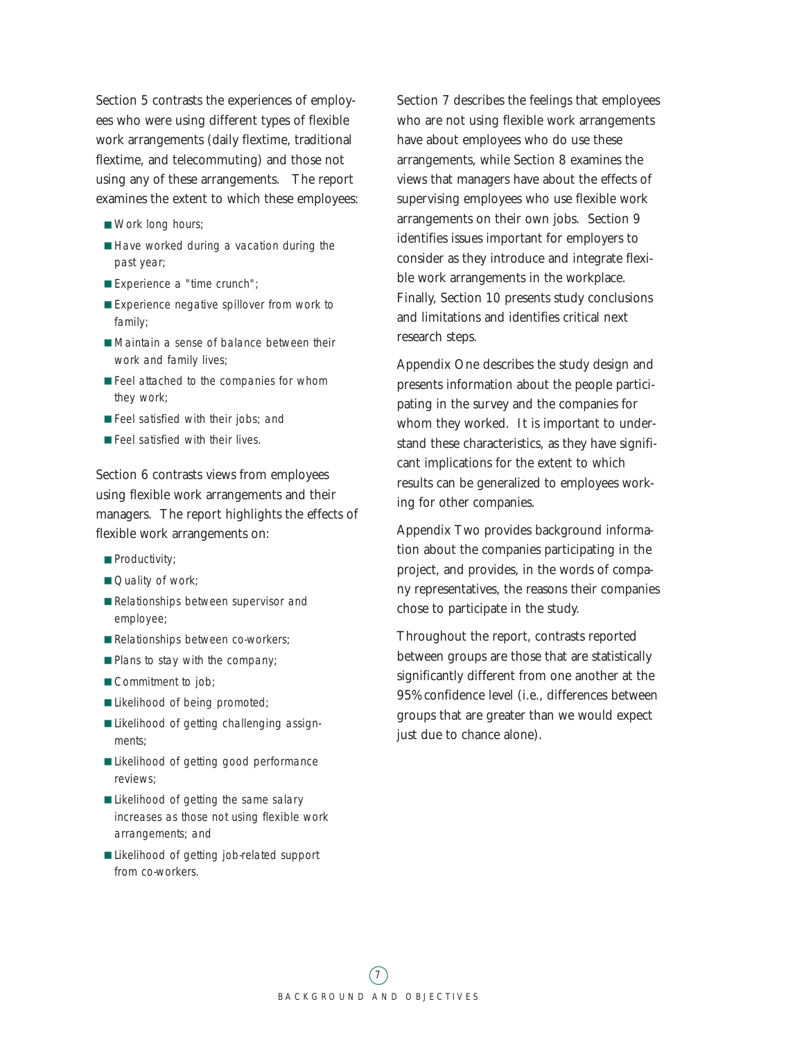Section 5 contrasts the experiences of employees who were using different types of flexible work arrangements (daily flextime, traditional flextime, and telecommuting) and those not using any of these arrangements. The report examines the extent to which these employees:

- Work long hours;
- Have worked during a vacation during the past year;
- Experience a "time crunch";
- Experience negative spillover from work to family;
- Maintain a sense of balance between their work and family lives;
- Feel attached to the companies for whom they work;
- Feel satisfied with their jobs; and
- Feel satisfied with their lives.

Section 6 contrasts views from employees using flexible work arrangements and their managers. The report highlights the effects of flexible work arrangements on:

- Productivity;
- Quality of work;
- Relationships between supervisor and employee;
- Relationships between co-workers;
- Plans to stay with the company;
- Commitment to job;
- Likelihood of being promoted;
- Likelihood of getting challenging assignments;
- Likelihood of getting good performance reviews;
- Likelihood of getting the same salary increases as those not using flexible work arrangements; and
- Likelihood of getting job-related support from co-workers.

Section 7 describes the feelings that employees who are not using flexible work arrangements have about employees who do use these arrangements, while Section 8 examines the views that managers have about the effects of supervising employees who use flexible work arrangements on their own jobs. Section 9 identifies issues important for employers to consider as they introduce and integrate flexible work arrangements in the workplace. Finally, Section 10 presents study conclusions and limitations and identifies critical next research steps.

Appendix One describes the study design and presents information about the people participating in the survey and the companies for whom they worked. It is important to understand these characteristics, as they have significant implications for the extent to which results can be generalized to employees working for other companies.

Appendix Two provides background information about the companies participating in the project, and provides, in the words of company representatives, the reasons their companies chose to participate in the study.

Throughout the report, contrasts reported between groups are those that are statistically significantly different from one another at the 95% confidence level (i.e., differences between groups that are greater than we would expect just due to chance alone).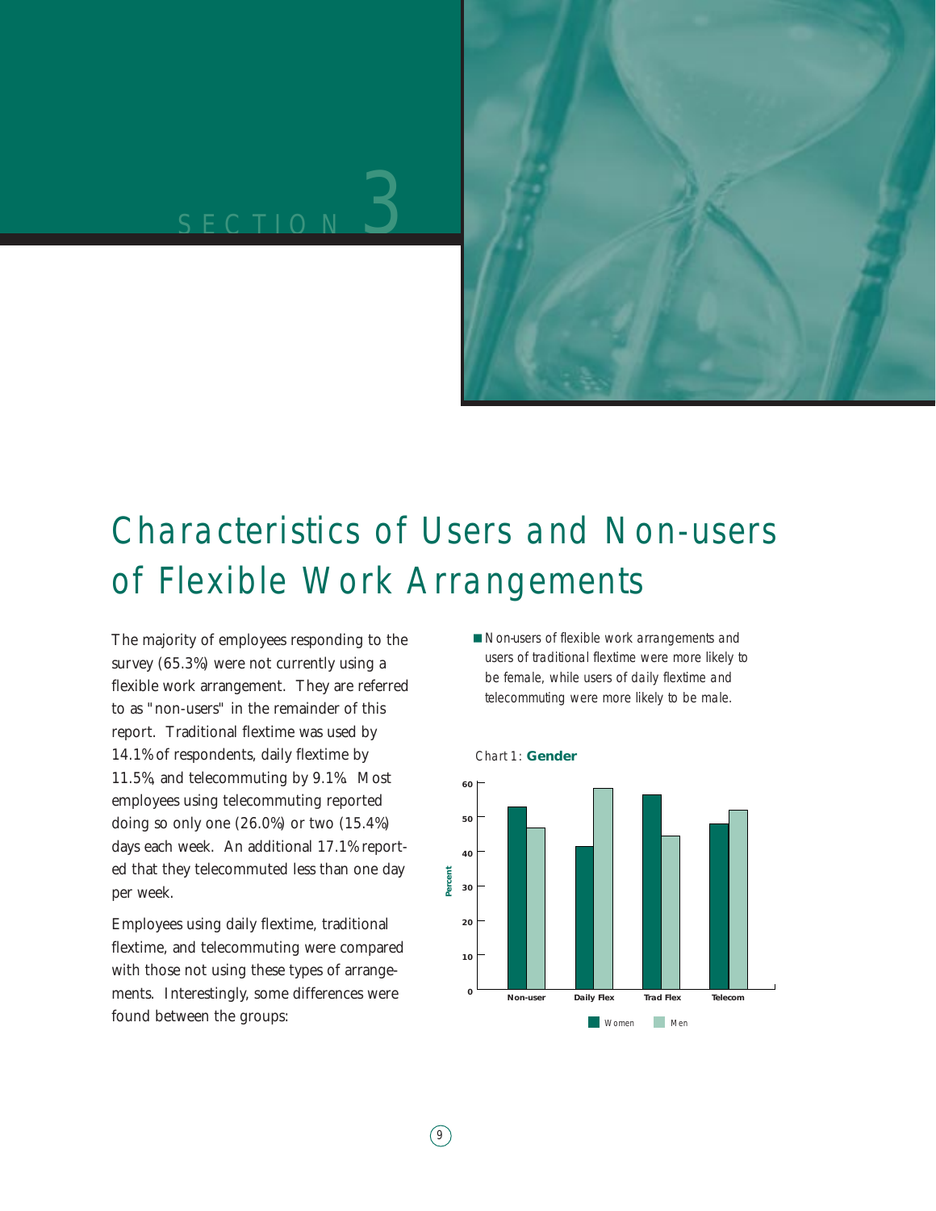SECTION 3

# Characteristics of Users and Non-users of Flexible Work Arrangements

The majority of employees responding to the survey (65.3%) were not currently using a flexible work arrangement. They are referred to as "non-users" in the remainder of this report. Traditional flextime was used by 14.1% of respondents, daily flextime by 11.5%, and telecommuting by 9.1%. Most employees using telecommuting reported doing so only one (26.0%) or two (15.4%) days each week. An additional 17.1% reported that they telecommuted less than one day per week.

Employees using daily flextime, traditional flextime, and telecommuting were compared with those not using these types of arrangements. Interestingly, some differences were found between the groups:

- *Non-users of flexible work arrangements and users of traditional flextime were more likely to be female, while users of daily flextime and telecommuting were more likely to be male.*

*Chart 1:* **Gender**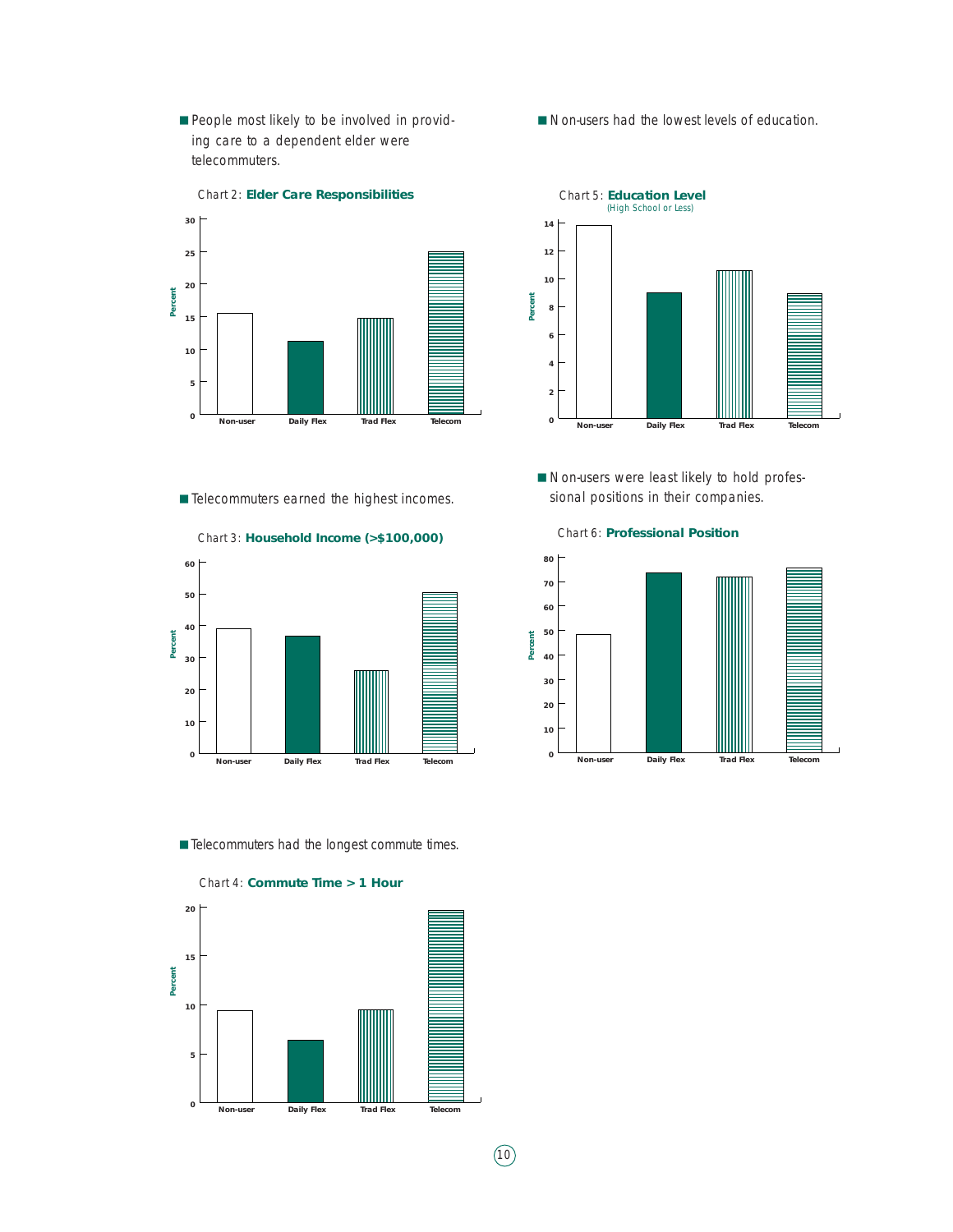- People most likely to be involved in providing care to a dependent elder were telecommuters.

Chart 2: **Elder Care Responsibilities**

- Telecommuters earned the highest incomes.

Chart 3: **Household Income (>$100,000)**

- Telecommuters had the longest commute times.

Chart 4: **Commute Time > 1 Hour**

- Non-users had the lowest levels of education.

Chart 5: **Education Level** (High School or Less)

- Non-users were least likely to hold professional positions in their companies.

Chart 6: **Professional Position**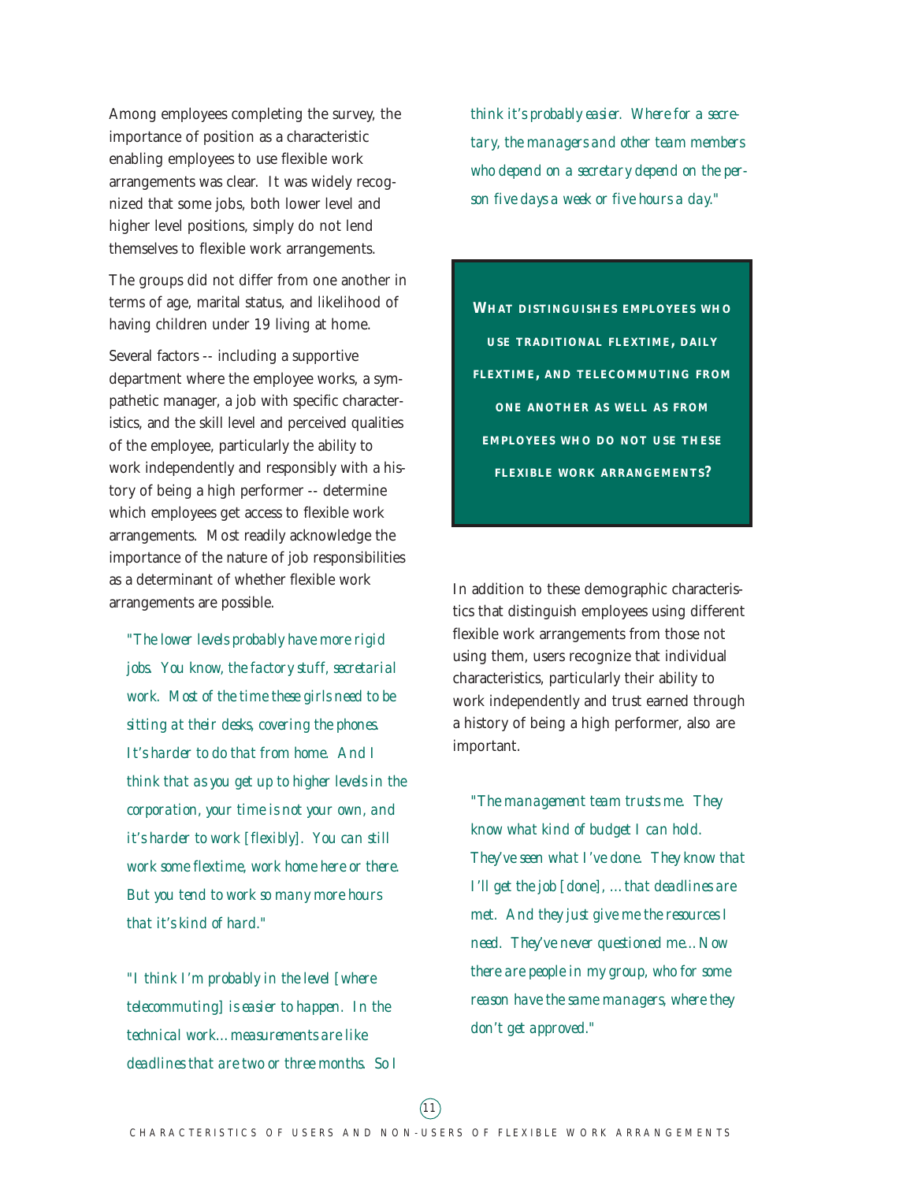Among employees completing the survey, the importance of position as a characteristic enabling employees to use flexible work arrangements was clear. It was widely recognized that some jobs, both lower level and higher level positions, simply do not lend themselves to flexible work arrangements.

The groups did not differ from one another in terms of age, marital status, and likelihood of having children under 19 living at home.

Several factors -- including a supportive department where the employee works, a sympathetic manager, a job with specific characteristics, and the skill level and perceived qualities of the employee, particularly the ability to work independently and responsibly with a history of being a high performer -- determine which employees get access to flexible work arrangements. Most readily acknowledge the importance of the nature of job responsibilities as a determinant of whether flexible work arrangements are possible.

> *"The lower levels probably have more rigid jobs. You know, the factory stuff, secretarial work. Most of the time these girls need to be sitting at their desks, covering the phones. It's harder to do that from home. And I think that as you get up to higher levels in the corporation, your time is not your own, and it's harder to work [flexibly]. You can still work some flextime, work home here or there. But you tend to work so many more hours that it's kind of hard."*

> *"I think I'm probably in the level [where telecommuting] is easier to happen. In the technical work... measurements are like deadlines that are two or three months. So I think it's probably easier. Where for a secretary, the managers and other team members who depend on a secretary depend on the person five days a week or five hours a day."*

## WHAT DISTINGUISHES EMPLOYEES WHO USE TRADITIONAL FLEXTIME, DAILY FLEXTIME, AND TELECOMMUTING FROM ONE ANOTHER AS WELL AS FROM EMPLOYEES WHO DO NOT USE THESE FLEXIBLE WORK ARRANGEMENTS?

In addition to these demographic characteristics that distinguish employees using different flexible work arrangements from those not using them, users recognize that individual characteristics, particularly their ability to work independently and trust earned through a history of being a high performer, also are important.

> *"The management team trusts me. They know what kind of budget I can hold. They've seen what I've done. They know that I'll get the job [done], ... that deadlines are met. And they just give me the resources I need. They've never questioned me... Now there are people in my group, who for some reason have the same managers, where they don't get approved."*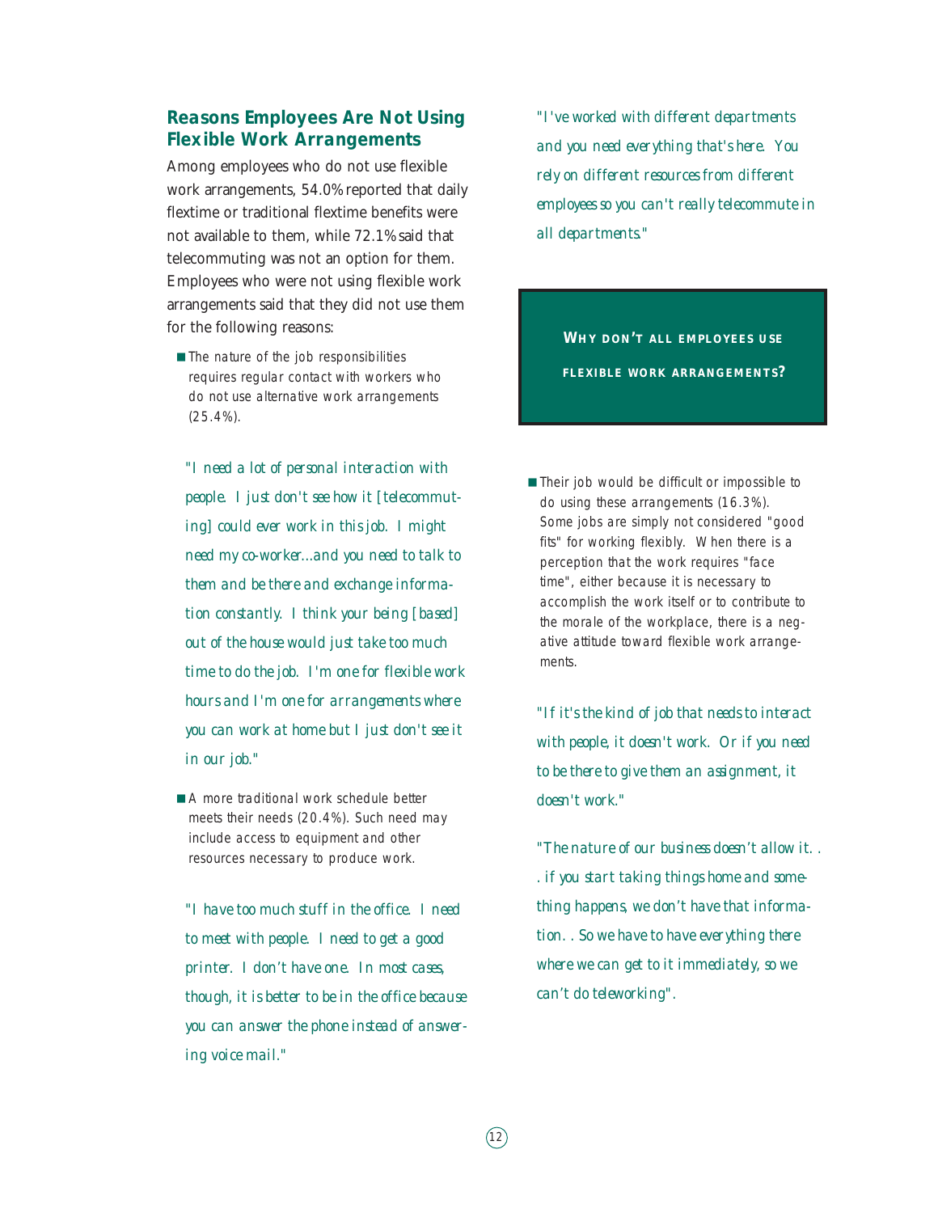## Reasons Employees Are Not Using Flexible Work Arrangements

Among employees who do not use flexible work arrangements, 54.0% reported that daily flextime or traditional flextime benefits were not available to them, while 72.1% said that telecommuting was not an option for them. Employees who were not using flexible work arrangements said that they did not use them for the following reasons:

- The nature of the job responsibilities requires regular contact with workers who do not use alternative work arrangements (25.4%).

*"I need a lot of personal interaction with people. I just don't see how it [telecommuting] could ever work in this job. I might need my co-worker...and you need to talk to them and be there and exchange information constantly. I think your being [based] out of the house would just take too much time to do the job. I'm one for flexible work hours and I'm one for arrangements where you can work at home but I just don't see it in our job."*

- A more traditional work schedule better meets their needs (20.4%). Such need may include access to equipment and other resources necessary to produce work.

*"I have too much stuff in the office. I need to meet with people. I need to get a good printer. I don't have one. In most cases, though, it is better to be in the office because you can answer the phone instead of answering voice mail."*

*"I've worked with different departments and you need everything that's here. You rely on different resources from different employees so you can't really telecommute in all departments."*

**WHY DON'T ALL EMPLOYEES USE FLEXIBLE WORK ARRANGEMENTS?**

- Their job would be difficult or impossible to do using these arrangements (16.3%). Some jobs are simply not considered "good fits" for working flexibly. When there is a perception that the work requires "face time", either because it is necessary to accomplish the work itself or to contribute to the morale of the workplace, there is a negative attitude toward flexible work arrangements.

*"If it's the kind of job that needs to interact with people, it doesn't work. Or if you need to be there to give them an assignment, it doesn't work."*

*"The nature of our business doesn't allow it. . . if you start taking things home and something happens, we don't have that information. . So we have to have everything there where we can get to it immediately, so we can't do teleworking".*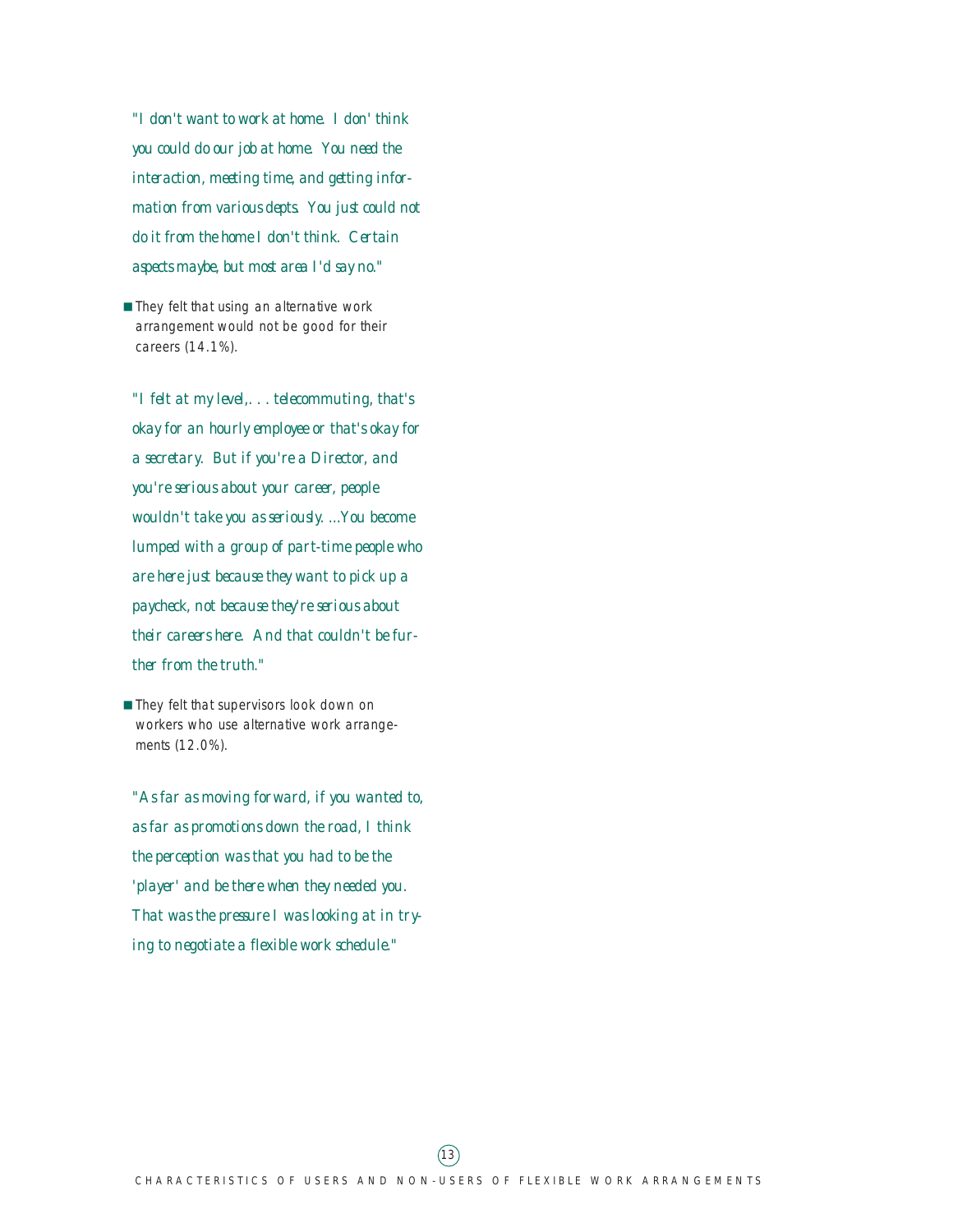*"I don't want to work at home. I don' think you could do our job at home. You need the interaction, meeting time, and getting information from various depts. You just could not do it from the home I don't think. Certain aspects maybe, but most area I'd say no."*

- They felt that using an alternative work arrangement would not be good for their careers (14.1%).

*"I felt at my level,. . . telecommuting, that's okay for an hourly employee or that's okay for a secretary. But if you're a Director, and you're serious about your career, people wouldn't take you as seriously. ...You become lumped with a group of part-time people who are here just because they want to pick up a paycheck, not because they're serious about their careers here. And that couldn't be further from the truth."*

- They felt that supervisors look down on workers who use alternative work arrangements (12.0%).

*"As far as moving forward, if you wanted to, as far as promotions down the road, I think the perception was that you had to be the 'player' and be there when they needed you. That was the pressure I was looking at in trying to negotiate a flexible work schedule."*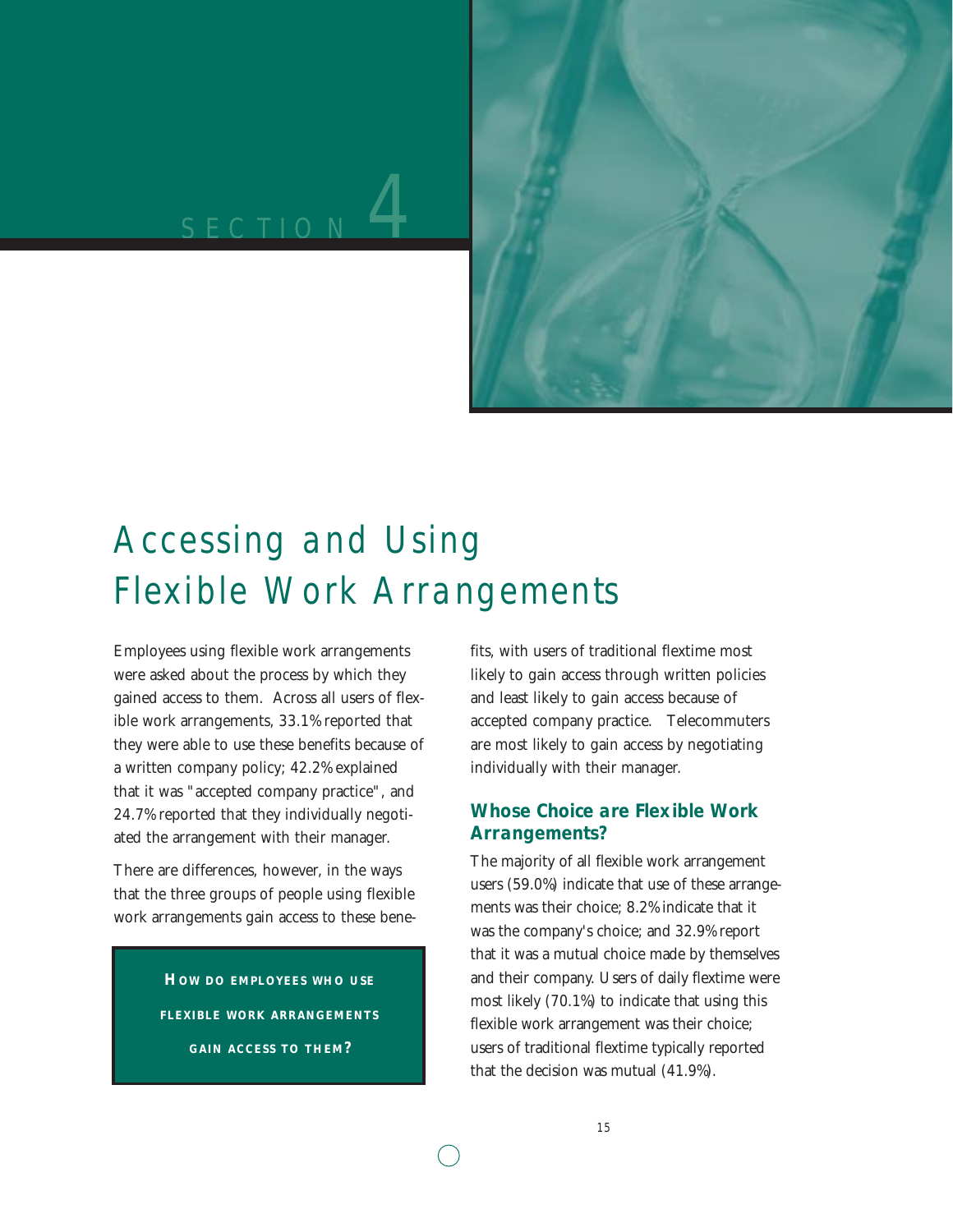# SECTION 4

# Accessing and Using Flexible Work Arrangements

Employees using flexible work arrangements were asked about the process by which they gained access to them. Across all users of flexible work arrangements, 33.1% reported that they were able to use these benefits because of a written company policy; 42.2% explained that it was "accepted company practice", and 24.7% reported that they individually negotiated the arrangement with their manager.

There are differences, however, in the ways that the three groups of people using flexible work arrangements gain access to these benefits, with users of traditional flextime most likely to gain access through written policies and least likely to gain access because of accepted company practice. Telecommuters are most likely to gain access by negotiating individually with their manager.

**HOW DO EMPLOYEES WHO USE FLEXIBLE WORK ARRANGEMENTS GAIN ACCESS TO THEM?**

### Whose Choice are Flexible Work Arrangements?

The majority of all flexible work arrangement users (59.0%) indicate that use of these arrangements was their choice; 8.2% indicate that it was the company's choice; and 32.9% report that it was a mutual choice made by themselves and their company. Users of daily flextime were most likely (70.1%) to indicate that using this flexible work arrangement was their choice; users of traditional flextime typically reported that the decision was mutual (41.9%).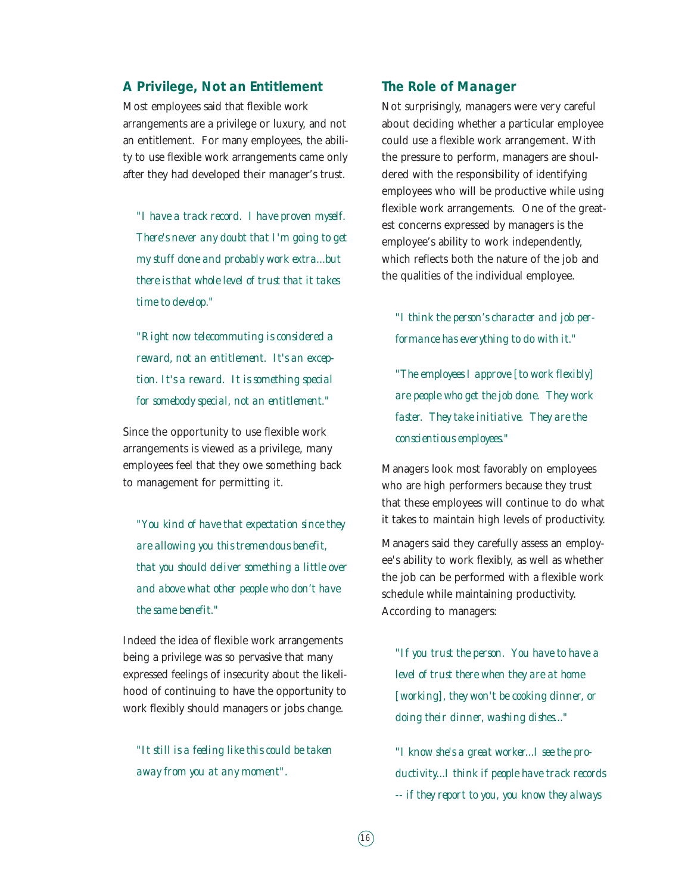## A Privilege, Not an Entitlement

Most employees said that flexible work arrangements are a privilege or luxury, and not an entitlement. For many employees, the ability to use flexible work arrangements came only after they had developed their manager's trust.

> *"I have a track record. I have proven myself. There's never any doubt that I'm going to get my stuff done and probably work extra...but there is that whole level of trust that it takes time to develop."*

> *"Right now telecommuting is considered a reward, not an entitlement. It's an exception. It's a reward. It is something special for somebody special, not an entitlement."*

Since the opportunity to use flexible work arrangements is viewed as a privilege, many employees feel that they owe something back to management for permitting it.

> *"You kind of have that expectation since they are allowing you this tremendous benefit, that you should deliver something a little over and above what other people who don't have the same benefit."*

Indeed the idea of flexible work arrangements being a privilege was so pervasive that many expressed feelings of insecurity about the likelihood of continuing to have the opportunity to work flexibly should managers or jobs change.

> *"It still is a feeling like this could be taken away from you at any moment".*

## The Role of Manager

Not surprisingly, managers were very careful about deciding whether a particular employee could use a flexible work arrangement. With the pressure to perform, managers are shouldered with the responsibility of identifying employees who will be productive while using flexible work arrangements. One of the greatest concerns expressed by managers is the employee's ability to work independently, which reflects both the nature of the job and the qualities of the individual employee.

> *"I think the person's character and job performance has everything to do with it."*

> *"The employees I approve [to work flexibly] are people who get the job done. They work faster. They take initiative. They are the conscientious employees."*

Managers look most favorably on employees who are high performers because they trust that these employees will continue to do what it takes to maintain high levels of productivity.

Managers said they carefully assess an employee's ability to work flexibly, as well as whether the job can be performed with a flexible work schedule while maintaining productivity. According to managers:

> *"If you trust the person. You have to have a level of trust there when they are at home [working], they won't be cooking dinner, or doing their dinner, washing dishes..."*

> *"I know she's a great worker...I see the productivity...I think if people have track records -- if they report to you, you know they always*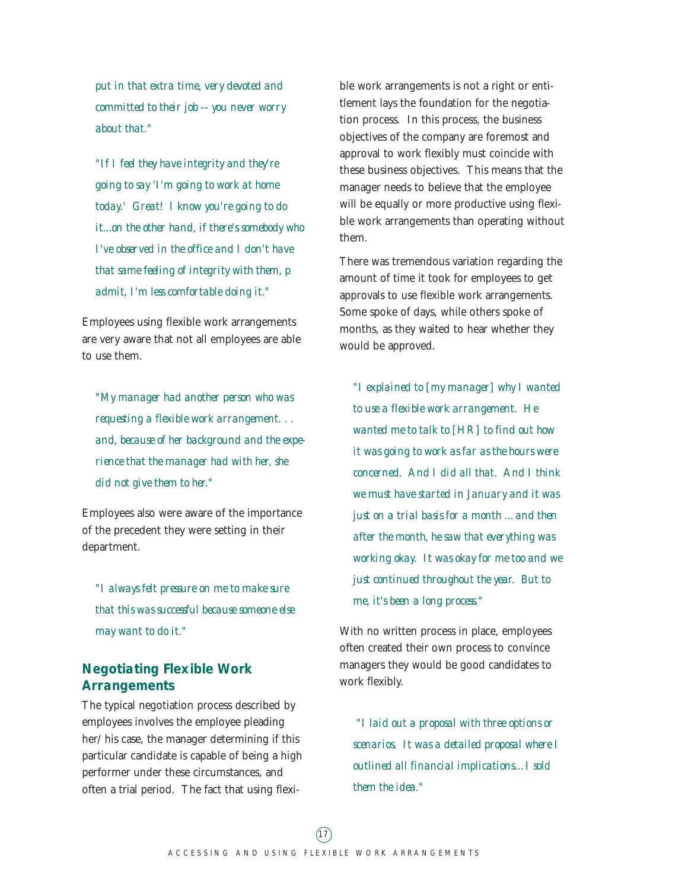*put in that extra time, very devoted and committed to their job -- you never worry about that."*

*"If I feel they have integrity and they're going to say 'I'm going to work at home today.' Great! I know you're going to do it...on the other hand, if there's somebody who I've observed in the office and I don't have that same feeling of integrity with them, p admit, I'm less comfortable doing it."*

Employees using flexible work arrangements are very aware that not all employees are able to use them.

*"My manager had another person who was requesting a flexible work arrangement. . . and, because of her background and the experience that the manager had with her, she did not give them to her."*

Employees also were aware of the importance of the precedent they were setting in their department.

*"I always felt pressure on me to make sure that this was successful because someone else may want to do it."*

## Negotiating Flexible Work Arrangements

The typical negotiation process described by employees involves the employee pleading her/his case, the manager determining if this particular candidate is capable of being a high performer under these circumstances, and often a trial period. The fact that using flexible work arrangements is not a right or entitlement lays the foundation for the negotiation process. In this process, the business objectives of the company are foremost and approval to work flexibly must coincide with these business objectives. This means that the manager needs to believe that the employee will be equally or more productive using flexible work arrangements than operating without them.

There was tremendous variation regarding the amount of time it took for employees to get approvals to use flexible work arrangements. Some spoke of days, while others spoke of months, as they waited to hear whether they would be approved.

*"I explained to [my manager] why I wanted to use a flexible work arrangement. He wanted me to talk to [HR] to find out how it was going to work as far as the hours were concerned. And I did all that. And I think we must have started in January and it was just on a trial basis for a month ...and then after the month, he saw that everything was working okay. It was okay for me too and we just continued throughout the year. But to me, it's been a long process."*

With no written process in place, employees often created their own process to convince managers they would be good candidates to work flexibly.

*"I laid out a proposal with three options or scenarios. It was a detailed proposal where I outlined all financial implications...I sold them the idea."*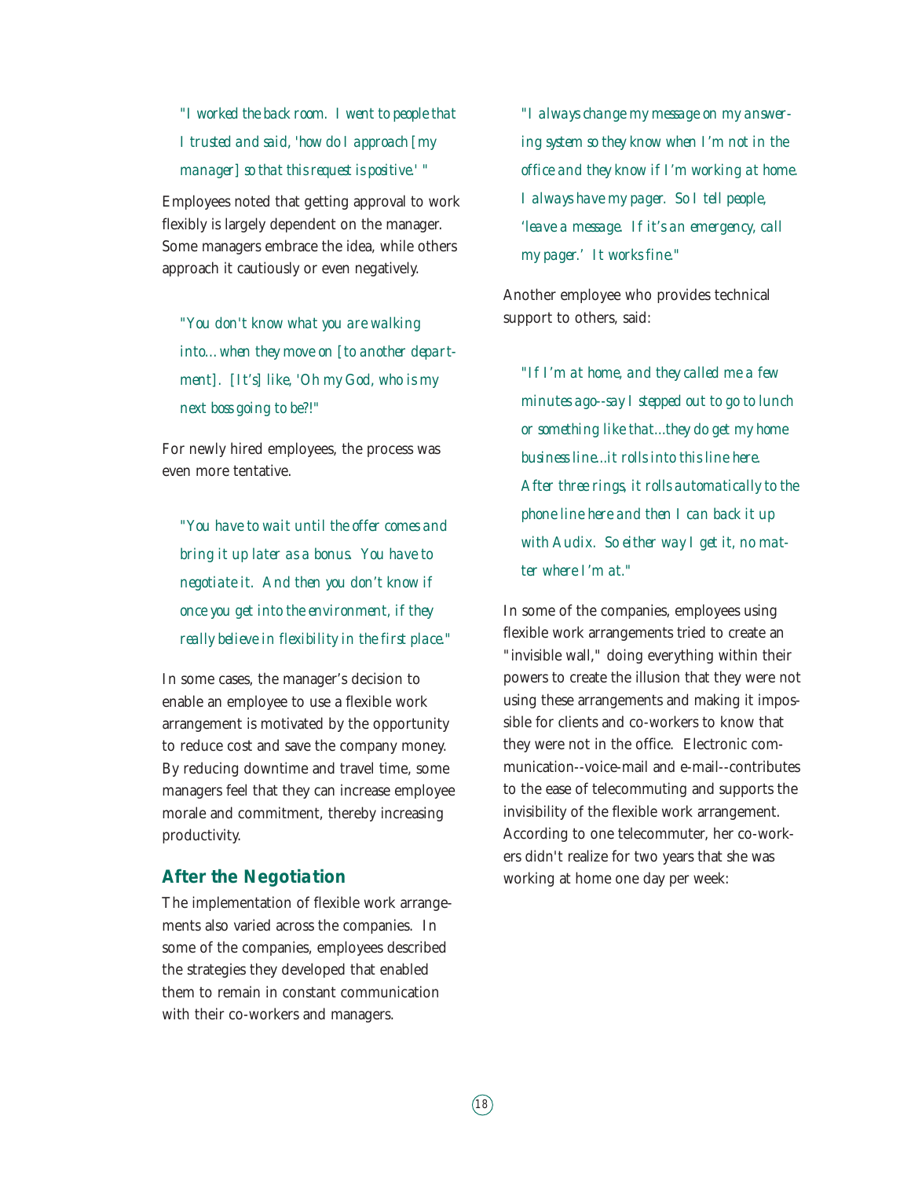*"I worked the back room. I went to people that I trusted and said, 'how do I approach [my manager] so that this request is positive.' "*

Employees noted that getting approval to work flexibly is largely dependent on the manager. Some managers embrace the idea, while others approach it cautiously or even negatively.

*"You don't know what you are walking into…when they move on [to another department]. [It's] like, 'Oh my God, who is my next boss going to be?!"*

For newly hired employees, the process was even more tentative.

*"You have to wait until the offer comes and bring it up later as a bonus. You have to negotiate it. And then you don't know if once you get into the environment, if they really believe in flexibility in the first place."*

In some cases, the manager's decision to enable an employee to use a flexible work arrangement is motivated by the opportunity to reduce cost and save the company money. By reducing downtime and travel time, some managers feel that they can increase employee morale and commitment, thereby increasing productivity.

## After the Negotiation

The implementation of flexible work arrangements also varied across the companies. In some of the companies, employees described the strategies they developed that enabled them to remain in constant communication with their co-workers and managers.

*"I always change my message on my answering system so they know when I'm not in the office and they know if I'm working at home. I always have my pager. So I tell people, 'leave a message. If it's an emergency, call my pager.' It works fine."*

Another employee who provides technical support to others, said:

*"If I'm at home, and they called me a few minutes ago--say I stepped out to go to lunch or something like that…they do get my home business line…it rolls into this line here. After three rings, it rolls automatically to the phone line here and then I can back it up with Audix. So either way I get it, no matter where I'm at."*

In some of the companies, employees using flexible work arrangements tried to create an "invisible wall," doing everything within their powers to create the illusion that they were not using these arrangements and making it impossible for clients and co-workers to know that they were not in the office. Electronic communication--voice-mail and e-mail--contributes to the ease of telecommuting and supports the invisibility of the flexible work arrangement. According to one telecommuter, her co-workers didn't realize for two years that she was working at home one day per week: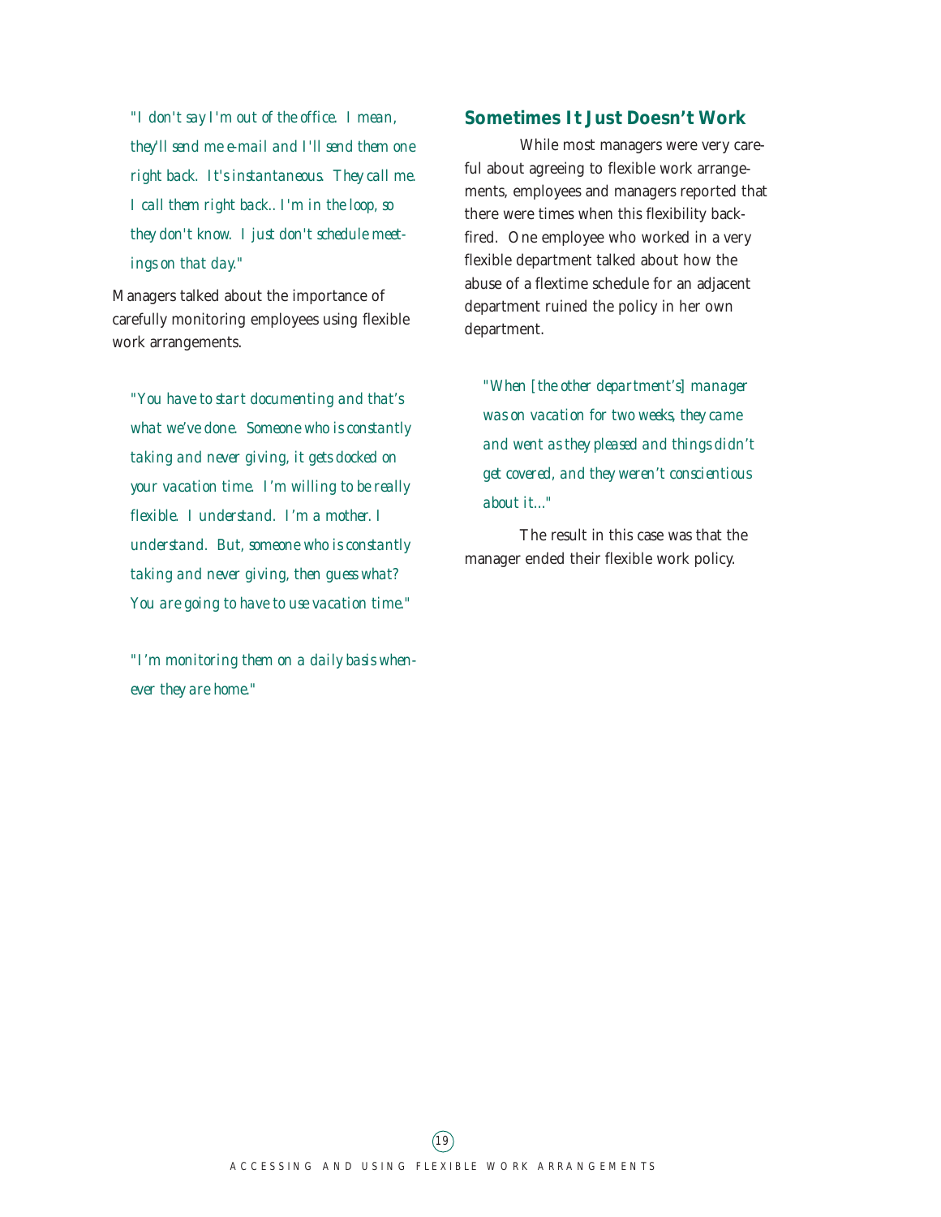*"I don't say I'm out of the office. I mean, they'll send me e-mail and I'll send them one right back. It's instantaneous. They call me. I call them right back.. I'm in the loop, so they don't know. I just don't schedule meetings on that day."*

Managers talked about the importance of carefully monitoring employees using flexible work arrangements.

*"You have to start documenting and that's what we've done. Someone who is constantly taking and never giving, it gets docked on your vacation time. I'm willing to be really flexible. I understand. I'm a mother. I understand. But, someone who is constantly taking and never giving, then guess what? You are going to have to use vacation time."*

*"I'm monitoring them on a daily basis whenever they are home."*

## Sometimes It Just Doesn't Work

While most managers were very careful about agreeing to flexible work arrangements, employees and managers reported that there were times when this flexibility backfired. One employee who worked in a very flexible department talked about how the abuse of a flextime schedule for an adjacent department ruined the policy in her own department.

*"When [the other department's] manager was on vacation for two weeks, they came and went as they pleased and things didn't get covered, and they weren't conscientious about it..."*

The result in this case was that the manager ended their flexible work policy.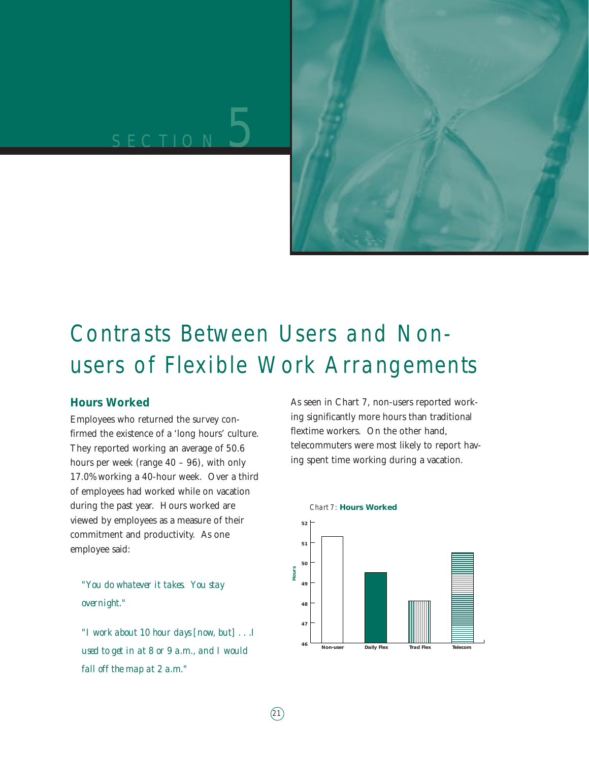SECTION 5

# Contrasts Between Users and Non-users of Flexible Work Arrangements

## Hours Worked

Employees who returned the survey confirmed the existence of a 'long hours' culture. They reported working an average of 50.6 hours per week (range 40 – 96), with only 17.0% working a 40-hour week. Over a third of employees had worked while on vacation during the past year. Hours worked are viewed by employees as a measure of their commitment and productivity. As one employee said:

> *"You do whatever it takes. You stay overnight."*
>
> *"I work about 10 hour days [now, but] . . .I used to get in at 8 or 9 a.m., and I would fall off the map at 2 a.m."*

As seen in Chart 7, non-users reported working significantly more hours than traditional flextime workers. On the other hand, telecommuters were most likely to report having spent time working during a vacation.

*Chart 7:* **Hours Worked**

| | Non-user | Daily Flex | Trad Flex | Telecom |
|---|---|---|---|---|
| Hours | ~51.3 | ~49.5 | ~48.1 | ~50.5 |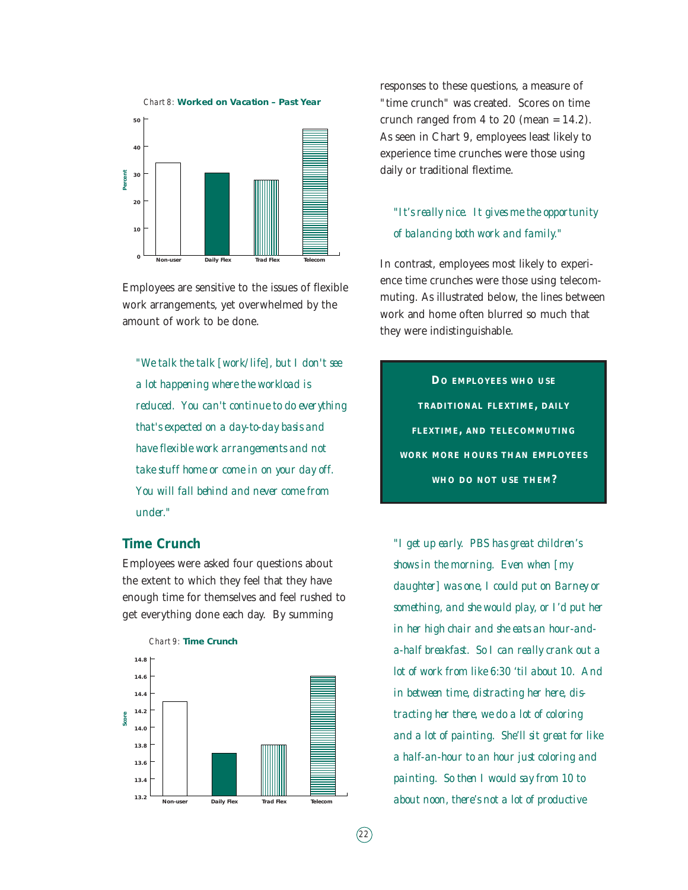Chart 8: **Worked on Vacation – Past Year**

Employees are sensitive to the issues of flexible work arrangements, yet overwhelmed by the amount of work to be done.

> *"We talk the talk [work/life], but I don't see a lot happening where the workload is reduced. You can't continue to do everything that's expected on a day-to-day basis and have flexible work arrangements and not take stuff home or come in on your day off. You will fall behind and never come from under."*

## Time Crunch

Employees were asked four questions about the extent to which they feel that they have enough time for themselves and feel rushed to get everything done each day. By summing responses to these questions, a measure of "time crunch" was created. Scores on time crunch ranged from 4 to 20 (mean = 14.2). As seen in Chart 9, employees least likely to experience time crunches were those using daily or traditional flextime.

Chart 9: **Time Crunch**

> *"It's really nice. It gives me the opportunity of balancing both work and family."*

In contrast, employees most likely to experience time crunches were those using telecommuting. As illustrated below, the lines between work and home often blurred so much that they were indistinguishable.

**DO EMPLOYEES WHO USE TRADITIONAL FLEXTIME, DAILY FLEXTIME, AND TELECOMMUTING WORK MORE HOURS THAN EMPLOYEES WHO DO NOT USE THEM?**

> *"I get up early. PBS has great children's shows in the morning. Even when [my daughter] was one, I could put on Barney or something, and she would play, or I'd put her in her high chair and she eats an hour-and-a-half breakfast. So I can really crank out a lot of work from like 6:30 'til about 10. And in between time, distracting her here, distracting her there, we do a lot of coloring and a lot of painting. She'll sit great for like a half-an-hour to an hour just coloring and painting. So then I would say from 10 to about noon, there's not a lot of productive*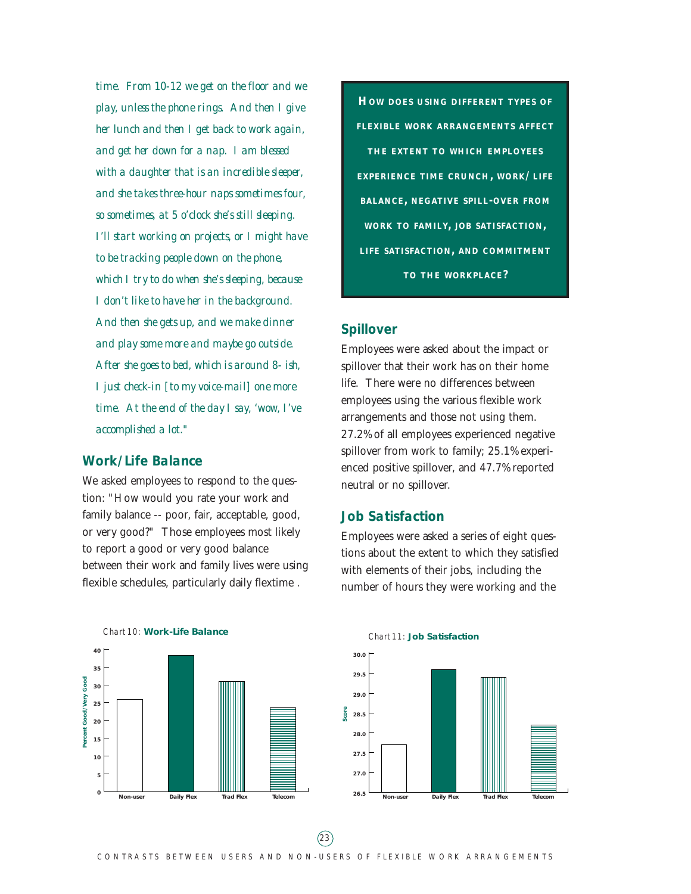*time. From 10-12 we get on the floor and we play, unless the phone rings. And then I give her lunch and then I get back to work again, and get her down for a nap. I am blessed with a daughter that is an incredible sleeper, and she takes three-hour naps sometimes four, so sometimes, at 5 o'clock she's still sleeping. I'll start working on projects, or I might have to be tracking people down on the phone, which I try to do when she's sleeping, because I don't like to have her in the background. And then she gets up, and we make dinner and play some more and maybe go outside. After she goes to bed, which is around 8- ish, I just check-in [to my voice-mail] one more time. At the end of the day I say, 'wow, I've accomplished a lot."*

## Work/Life Balance

We asked employees to respond to the question: "How would you rate your work and family balance -- poor, fair, acceptable, good, or very good?" Those employees most likely to report a good or very good balance between their work and family lives were using flexible schedules, particularly daily flextime .

**HOW DOES USING DIFFERENT TYPES OF FLEXIBLE WORK ARRANGEMENTS AFFECT THE EXTENT TO WHICH EMPLOYEES EXPERIENCE TIME CRUNCH, WORK/LIFE BALANCE, NEGATIVE SPILL-OVER FROM WORK TO FAMILY, JOB SATISFACTION, LIFE SATISFACTION, AND COMMITMENT TO THE WORKPLACE?**

## Spillover

Employees were asked about the impact or spillover that their work has on their home life. There were no differences between employees using the various flexible work arrangements and those not using them. 27.2% of all employees experienced negative spillover from work to family; 25.1% experienced positive spillover, and 47.7% reported neutral or no spillover.

## Job Satisfaction

Employees were asked a series of eight questions about the extent to which they satisfied with elements of their jobs, including the number of hours they were working and the

*Chart 10:* **Work-Life Balance**

| | Non-user | Daily Flex | Trad Flex | Telecom |
|---|---|---|---|---|
| Percent Good/Very Good | ~26 | ~38 | ~31 | ~23.5 |

*Chart 11:* **Job Satisfaction**

| | Non-user | Daily Flex | Trad Flex | Telecom |
|---|---|---|---|---|
| Score | ~27.7 | ~29.6 | ~29.4 | ~28.2 |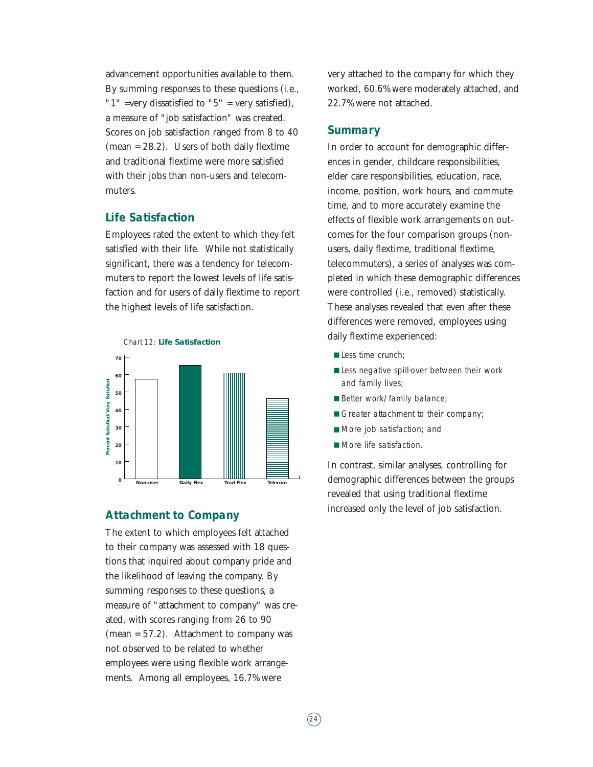advancement opportunities available to them. By summing responses to these questions (i.e., "1" =very dissatisfied to "5" = very satisfied), a measure of "job satisfaction" was created. Scores on job satisfaction ranged from 8 to 40 (mean = 28.2). Users of both daily flextime and traditional flextime were more satisfied with their jobs than non-users and telecommuters.

## Life Satisfaction

Employees rated the extent to which they felt satisfied with their life. While not statistically significant, there was a tendency for telecommuters to report the lowest levels of life satisfaction and for users of daily flextime to report the highest levels of life satisfaction.

Chart 12: **Life Satisfaction**

| | Non-user | Daily Flex | Trad Flex | Telecom |
|---|---|---|---|---|
| Percent Satisfied/Very Satisfied | ~57 | ~65 | ~61 | ~46 |

## Attachment to Company

The extent to which employees felt attached to their company was assessed with 18 questions that inquired about company pride and the likelihood of leaving the company. By summing responses to these questions, a measure of "attachment to company" was created, with scores ranging from 26 to 90 (mean = 57.2). Attachment to company was not observed to be related to whether employees were using flexible work arrangements. Among all employees, 16.7% were very attached to the company for which they worked, 60.6% were moderately attached, and 22.7% were not attached.

## Summary

In order to account for demographic differences in gender, childcare responsibilities, elder care responsibilities, education, race, income, position, work hours, and commute time, and to more accurately examine the effects of flexible work arrangements on outcomes for the four comparison groups (non-users, daily flextime, traditional flextime, telecommuters), a series of analyses was completed in which these demographic differences were controlled (i.e., removed) statistically. These analyses revealed that even after these differences were removed, employees using daily flextime experienced:

- Less time crunch;
- Less negative spill-over between their work and family lives;
- Better work/family balance;
- Greater attachment to their company;
- More job satisfaction; and
- More life satisfaction.

In contrast, similar analyses, controlling for demographic differences between the groups revealed that using traditional flextime increased only the level of job satisfaction.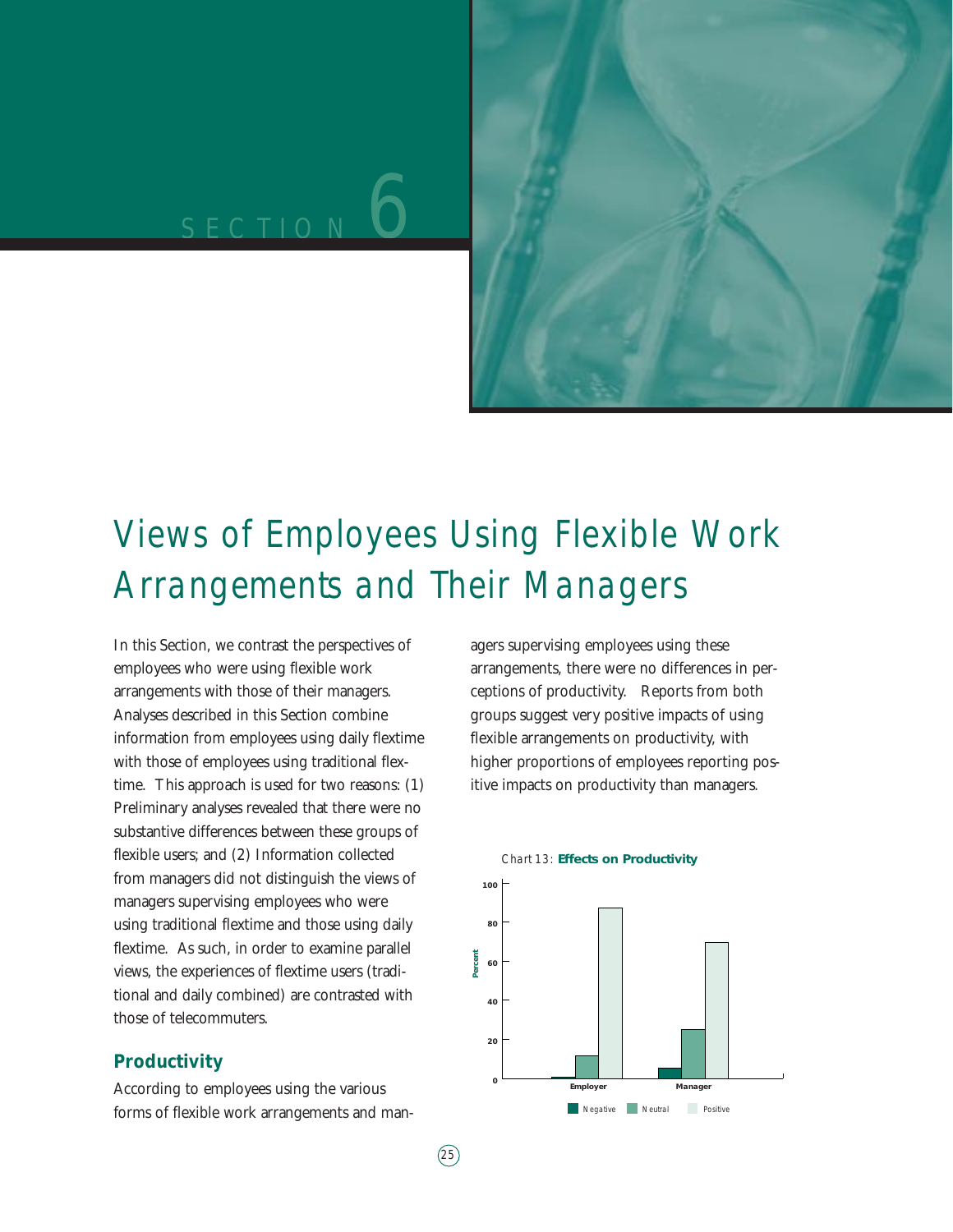# SECTION 6

# Views of Employees Using Flexible Work Arrangements and Their Managers

In this Section, we contrast the perspectives of employees who were using flexible work arrangements with those of their managers. Analyses described in this Section combine information from employees using daily flextime with those of employees using traditional flextime. This approach is used for two reasons: (1) Preliminary analyses revealed that there were no substantive differences between these groups of flexible users; and (2) Information collected from managers did not distinguish the views of managers supervising employees who were using traditional flextime and those using daily flextime. As such, in order to examine parallel views, the experiences of flextime users (traditional and daily combined) are contrasted with those of telecommuters.

## Productivity

According to employees using the various forms of flexible work arrangements and managers supervising employees using these arrangements, there were no differences in perceptions of productivity. Reports from both groups suggest very positive impacts of using flexible arrangements on productivity, with higher proportions of employees reporting positive impacts on productivity than managers.

*Chart 13:* **Effects on Productivity**

| | Negative | Neutral | Positive |
|---|---|---|---|
| Employer | ~1 | ~12 | ~88 |
| Manager | ~6 | ~25 | ~70 |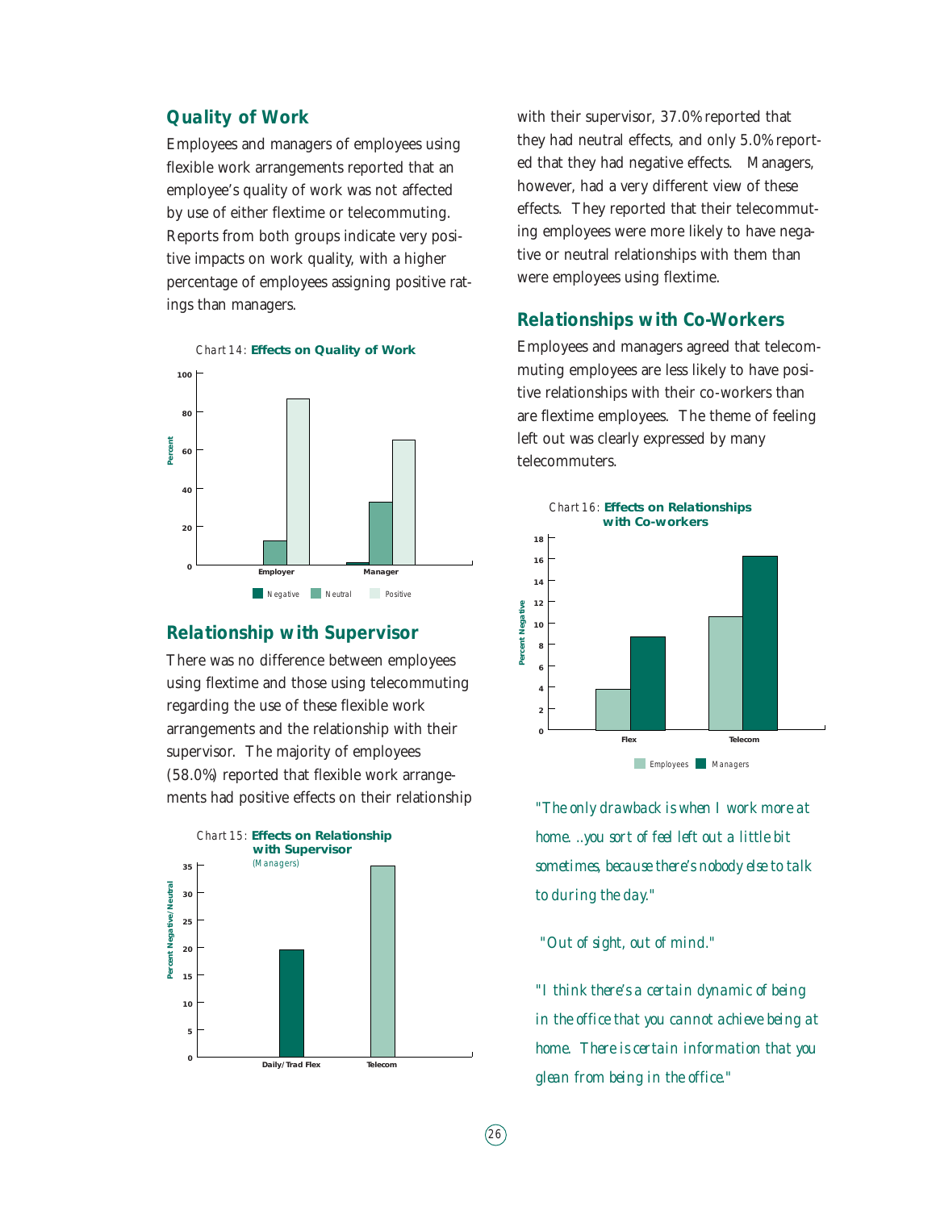## Quality of Work

Employees and managers of employees using flexible work arrangements reported that an employee's quality of work was not affected by use of either flextime or telecommuting. Reports from both groups indicate very positive impacts on work quality, with a higher percentage of employees assigning positive ratings than managers.

Chart 14: **Effects on Quality of Work**

## Relationship with Supervisor

There was no difference between employees using flextime and those using telecommuting regarding the use of these flexible work arrangements and the relationship with their supervisor. The majority of employees (58.0%) reported that flexible work arrangements had positive effects on their relationship with their supervisor, 37.0% reported that they had neutral effects, and only 5.0% reported that they had negative effects. Managers, however, had a very different view of these effects. They reported that their telecommuting employees were more likely to have negative or neutral relationships with them than were employees using flextime.

Chart 15: **Effects on Relationship with Supervisor** (Managers)

## Relationships with Co-Workers

Employees and managers agreed that telecommuting employees are less likely to have positive relationships with their co-workers than are flextime employees. The theme of feeling left out was clearly expressed by many telecommuters.

Chart 16: **Effects on Relationships with Co-workers**

*"The only drawback is when I work more at home. ..you sort of feel left out a little bit sometimes, because there's nobody else to talk to during the day."*

*"Out of sight, out of mind."*

*"I think there's a certain dynamic of being in the office that you cannot achieve being at home. There is certain information that you glean from being in the office."*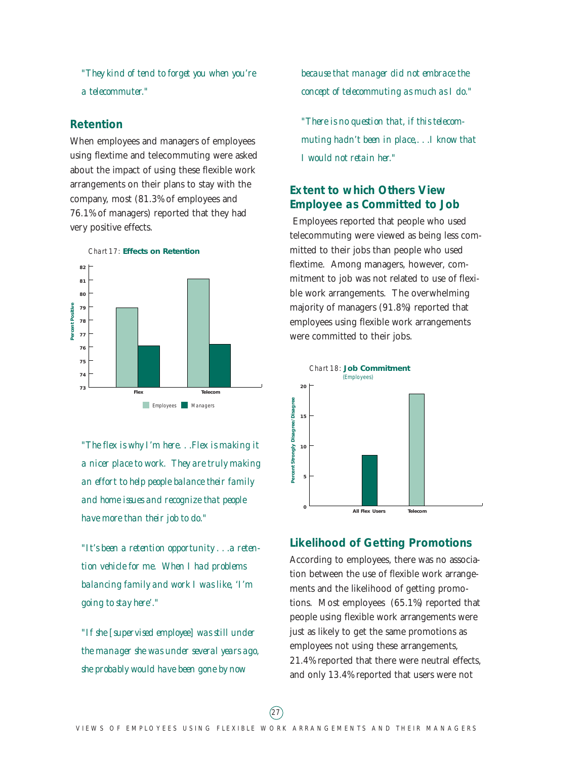*"They kind of tend to forget you when you're a telecommuter."*

## Retention

When employees and managers of employees using flextime and telecommuting were asked about the impact of using these flexible work arrangements on their plans to stay with the company, most (81.3% of employees and 76.1% of managers) reported that they had very positive effects.

Chart 17: **Effects on Retention**

*"The flex is why I'm here. . .Flex is making it a nicer place to work. They are truly making an effort to help people balance their family and home issues and recognize that people have more than their job to do."*

*"It's been a retention opportunity . . .a retention vehicle for me. When I had problems balancing family and work I was like, 'I'm going to stay here'."*

*"If she [supervised employee] was still under the manager she was under several years ago, she probably would have been gone by now because that manager did not embrace the concept of telecommuting as much as I do."*

*"There is no question that, if this telecommuting hadn't been in place,. . .I know that I would not retain her."*

## Extent to which Others View Employee as Committed to Job

Employees reported that people who used telecommuting were viewed as being less committed to their jobs than people who used flextime. Among managers, however, commitment to job was not related to use of flexible work arrangements. The overwhelming majority of managers (91.8%) reported that employees using flexible work arrangements were committed to their jobs.

Chart 18: **Job Commitment** (Employees)

## Likelihood of Getting Promotions

According to employees, there was no association between the use of flexible work arrangements and the likelihood of getting promotions. Most employees (65.1%) reported that people using flexible work arrangements were just as likely to get the same promotions as employees not using these arrangements, 21.4% reported that there were neutral effects, and only 13.4% reported that users were not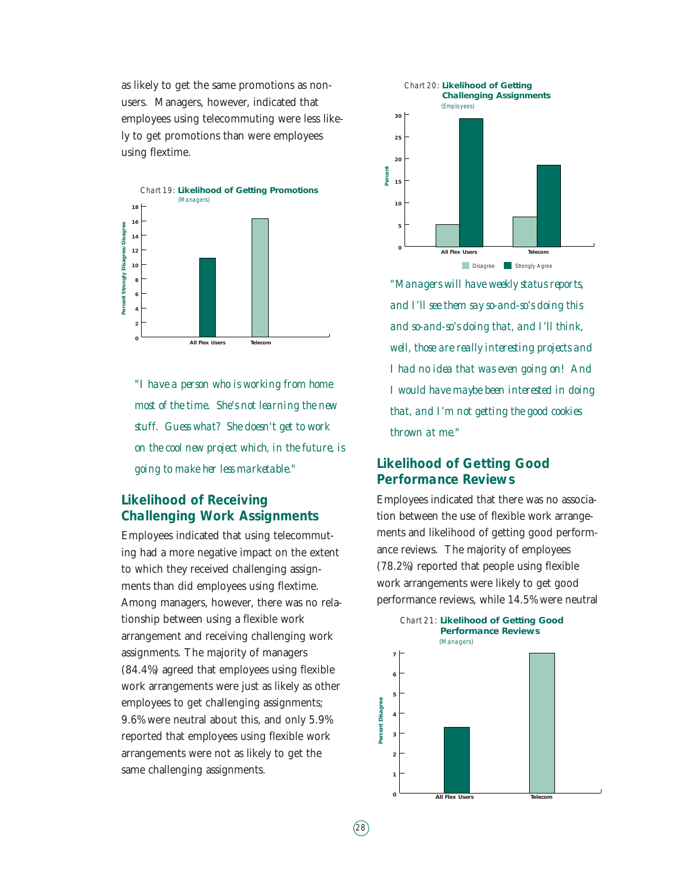as likely to get the same promotions as non-users. Managers, however, indicated that employees using telecommuting were less likely to get promotions than were employees using flextime.

Chart 19: **Likelihood of Getting Promotions**
(Managers)

*"I have a person who is working from home most of the time. She's not learning the new stuff. Guess what? She doesn't get to work on the cool new project which, in the future, is going to make her less marketable."*

## Likelihood of Receiving Challenging Work Assignments

Employees indicated that using telecommuting had a more negative impact on the extent to which they received challenging assignments than did employees using flextime. Among managers, however, there was no relationship between using a flexible work arrangement and receiving challenging work assignments. The majority of managers (84.4%) agreed that employees using flexible work arrangements were just as likely as other employees to get challenging assignments; 9.6% were neutral about this, and only 5.9% reported that employees using flexible work arrangements were not as likely to get the same challenging assignments.

Chart 20: **Likelihood of Getting Challenging Assignments**
(Employees)

*"Managers will have weekly status reports, and I'll see them say so-and-so's doing this and so-and-so's doing that, and I'll think, well, those are really interesting projects and I had no idea that was even going on! And I would have maybe been interested in doing that, and I'm not getting the good cookies thrown at me."*

## Likelihood of Getting Good Performance Reviews

Employees indicated that there was no association between the use of flexible work arrangements and likelihood of getting good performance reviews. The majority of employees (78.2%) reported that people using flexible work arrangements were likely to get good performance reviews, while 14.5% were neutral

Chart 21: **Likelihood of Getting Good Performance Reviews**
(Managers)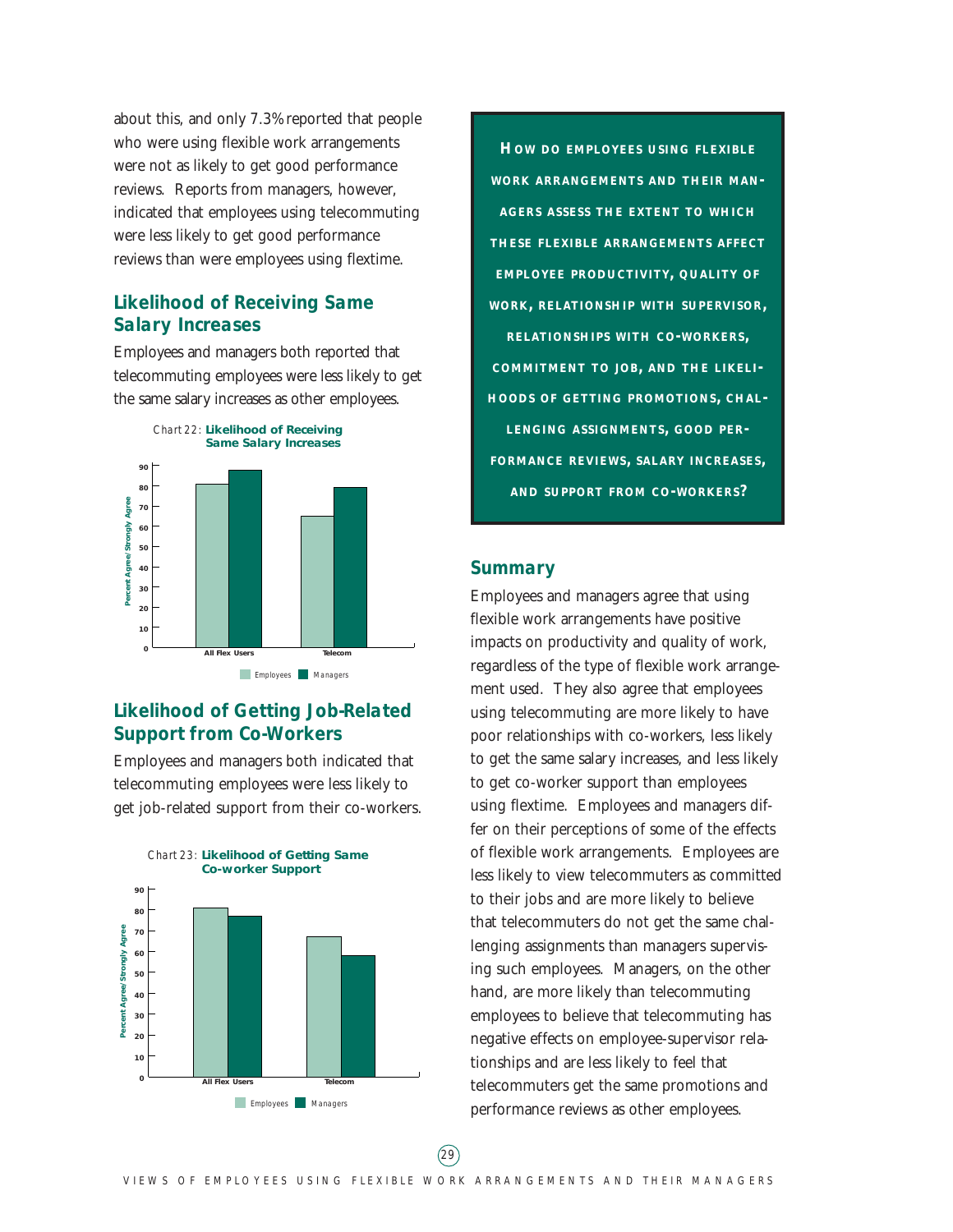about this, and only 7.3% reported that people who were using flexible work arrangements were not as likely to get good performance reviews. Reports from managers, however, indicated that employees using telecommuting were less likely to get good performance reviews than were employees using flextime.

## Likelihood of Receiving Same Salary Increases

Employees and managers both reported that telecommuting employees were less likely to get the same salary increases as other employees.

Chart 22: **Likelihood of Receiving Same Salary Increases**

## Likelihood of Getting Job-Related Support from Co-Workers

Employees and managers both indicated that telecommuting employees were less likely to get job-related support from their co-workers.

Chart 23: **Likelihood of Getting Same Co-worker Support**

**HOW DO EMPLOYEES USING FLEXIBLE WORK ARRANGEMENTS AND THEIR MANAGERS ASSESS THE EXTENT TO WHICH THESE FLEXIBLE ARRANGEMENTS AFFECT EMPLOYEE PRODUCTIVITY, QUALITY OF WORK, RELATIONSHIP WITH SUPERVISOR, RELATIONSHIPS WITH CO-WORKERS, COMMITMENT TO JOB, AND THE LIKELIHOODS OF GETTING PROMOTIONS, CHALLENGING ASSIGNMENTS, GOOD PERFORMANCE REVIEWS, SALARY INCREASES, AND SUPPORT FROM CO-WORKERS?**

## Summary

Employees and managers agree that using flexible work arrangements have positive impacts on productivity and quality of work, regardless of the type of flexible work arrangement used. They also agree that employees using telecommuting are more likely to have poor relationships with co-workers, less likely to get the same salary increases, and less likely to get co-worker support than employees using flextime. Employees and managers differ on their perceptions of some of the effects of flexible work arrangements. Employees are less likely to view telecommuters as committed to their jobs and are more likely to believe that telecommuters do not get the same challenging assignments than managers supervising such employees. Managers, on the other hand, are more likely than telecommuting employees to believe that telecommuting has negative effects on employee-supervisor relationships and are less likely to feel that telecommuters get the same promotions and performance reviews as other employees.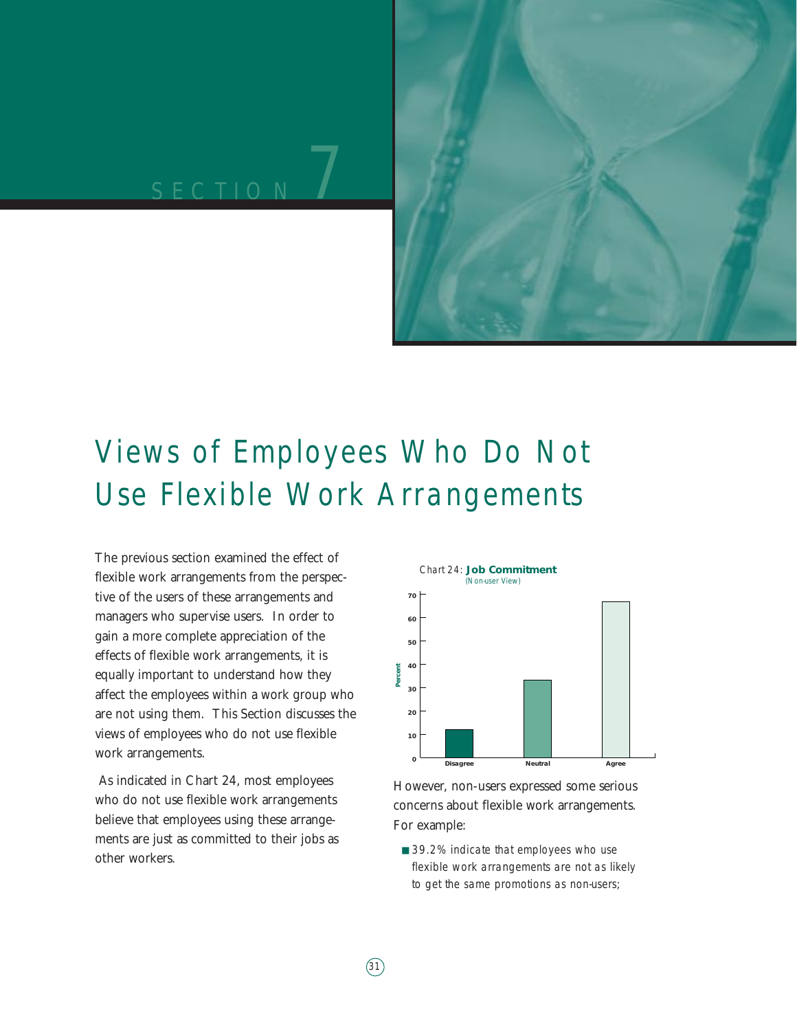SECTION 7

# Views of Employees Who Do Not Use Flexible Work Arrangements

The previous section examined the effect of flexible work arrangements from the perspective of the users of these arrangements and managers who supervise users. In order to gain a more complete appreciation of the effects of flexible work arrangements, it is equally important to understand how they affect the employees within a work group who are not using them. This Section discusses the views of employees who do not use flexible work arrangements.

As indicated in Chart 24, most employees who do not use flexible work arrangements believe that employees using these arrangements are just as committed to their jobs as other workers.

Chart 24: **Job Commitment**
(Non-user View)

However, non-users expressed some serious concerns about flexible work arrangements. For example:

- *39.2% indicate that employees who use flexible work arrangements are not as likely to get the same promotions as non-users;*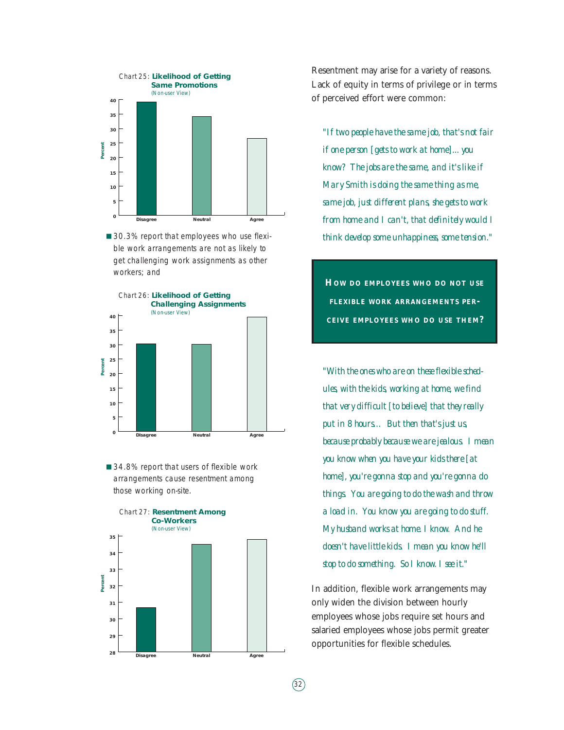Chart 25: **Likelihood of Getting Same Promotions**
(Non-user View)

| Response | Percent (approx.) |
|---|---|
| Disagree | 39 |
| Neutral | 34 |
| Agree | 26 |

- 30.3% report that employees who use flexible work arrangements are not as likely to get challenging work assignments as other workers; and

Chart 26: **Likelihood of Getting Challenging Assignments**
(Non-user View)

| Response | Percent (approx.) |
|---|---|
| Disagree | 30 |
| Neutral | 30 |
| Agree | 39 |

- 34.8% report that users of flexible work arrangements cause resentment among those working on-site.

Chart 27: **Resentment Among Co-Workers**
(Non-user View)

| Response | Percent (approx.) |
|---|---|
| Disagree | 30.7 |
| Neutral | 34.5 |
| Agree | 34.8 |

Resentment may arise for a variety of reasons. Lack of equity in terms of privilege or in terms of perceived effort were common:

> *"If two people have the same job, that's not fair if one person [gets to work at home]... you know? The jobs are the same, and it's like if Mary Smith is doing the same thing as me, same job, just different plans, she gets to work from home and I can't, that definitely would I think develop some unhappiness, some tension."*

## HOW DO EMPLOYEES WHO DO NOT USE FLEXIBLE WORK ARRANGEMENTS PERCEIVE EMPLOYEES WHO DO USE THEM?

> *"With the ones who are on these flexible schedules, with the kids, working at home, we find that very difficult [to believe] that they really put in 8 hours... But then that's just us, because probably because we are jealous. I mean you know when you have your kids there [at home], you're gonna stop and you're gonna do things. You are going to do the wash and throw a load in. You know you are going to do stuff. My husband works at home. I know. And he doesn't have little kids. I mean you know he'll stop to do something. So I know. I see it."*

In addition, flexible work arrangements may only widen the division between hourly employees whose jobs require set hours and salaried employees whose jobs permit greater opportunities for flexible schedules.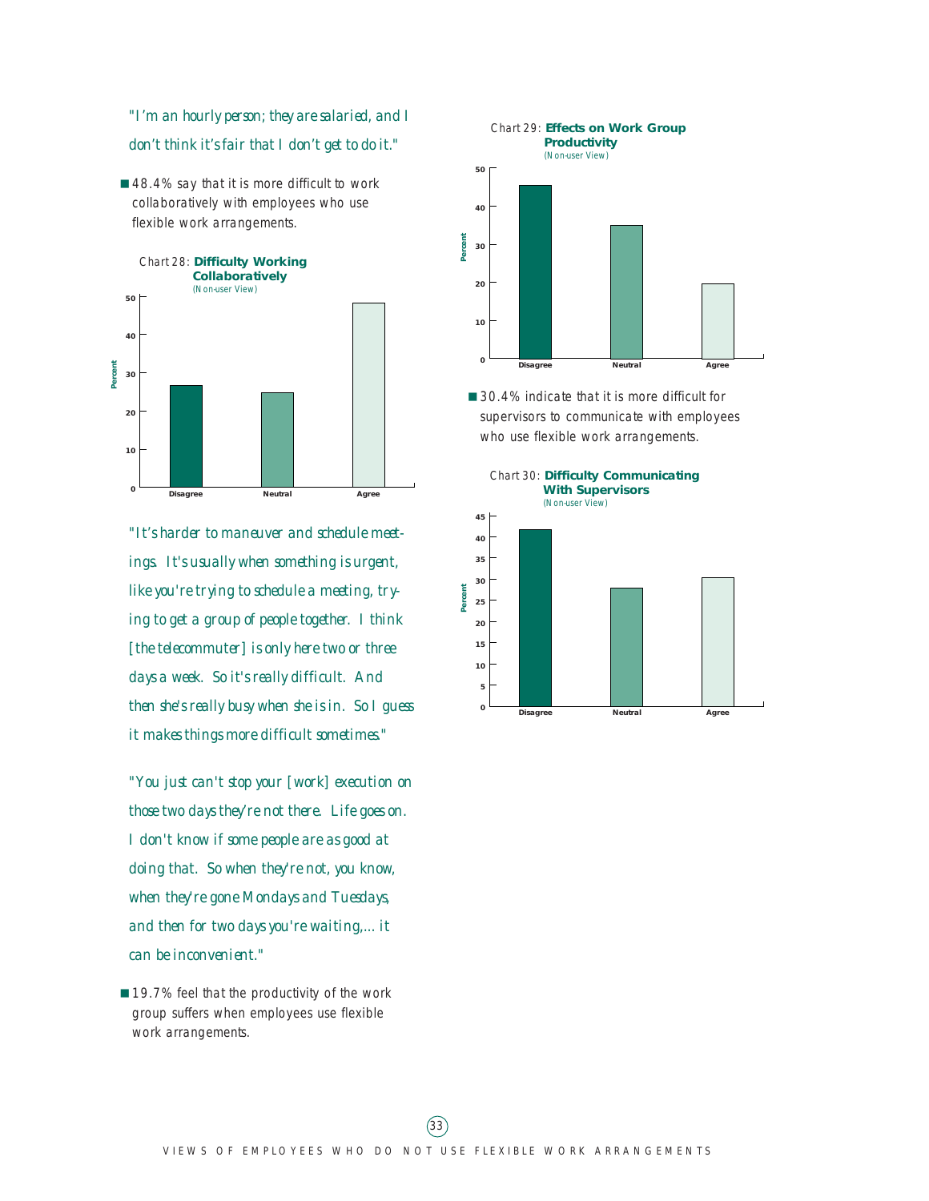*"I'm an hourly person; they are salaried, and I don't think it's fair that I don't get to do it."*

- 48.4% say that it is more difficult to work collaboratively with employees who use flexible work arrangements.

Chart 28: **Difficulty Working Collaboratively**
(Non-user View)

*"It's harder to maneuver and schedule meetings. It's usually when something is urgent, like you're trying to schedule a meeting, trying to get a group of people together. I think [the telecommuter] is only here two or three days a week. So it's really difficult. And then she's really busy when she is in. So I guess it makes things more difficult sometimes."*

*"You just can't stop your [work] execution on those two days they're not there. Life goes on. I don't know if some people are as good at doing that. So when they're not, you know, when they're gone Mondays and Tuesdays, and then for two days you're waiting,... it can be inconvenient."*

- 19.7% feel that the productivity of the work group suffers when employees use flexible work arrangements.

Chart 29: **Effects on Work Group Productivity**
(Non-user View)

- 30.4% indicate that it is more difficult for supervisors to communicate with employees who use flexible work arrangements.

Chart 30: **Difficulty Communicating With Supervisors**
(Non-user View)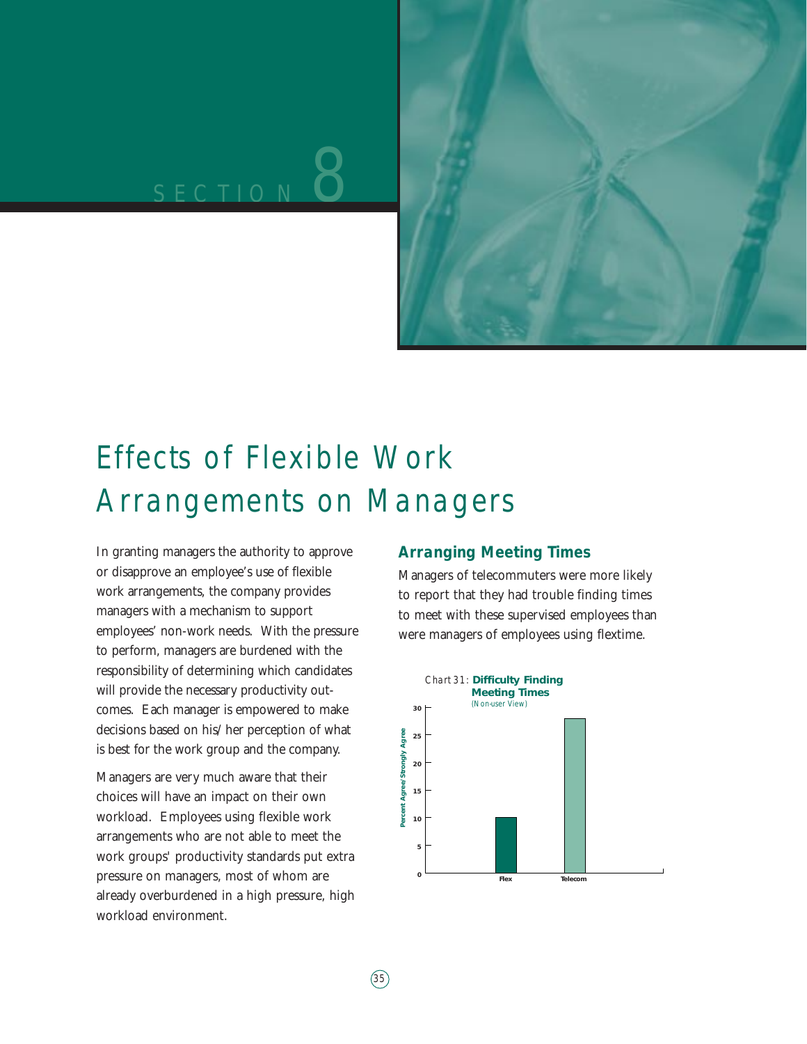# SECTION 8

# Effects of Flexible Work Arrangements on Managers

In granting managers the authority to approve or disapprove an employee's use of flexible work arrangements, the company provides managers with a mechanism to support employees' non-work needs. With the pressure to perform, managers are burdened with the responsibility of determining which candidates will provide the necessary productivity outcomes. Each manager is empowered to make decisions based on his/her perception of what is best for the work group and the company.

Managers are very much aware that their choices will have an impact on their own workload. Employees using flexible work arrangements who are not able to meet the work groups' productivity standards put extra pressure on managers, most of whom are already overburdened in a high pressure, high workload environment.

## Arranging Meeting Times

Managers of telecommuters were more likely to report that they had trouble finding times to meet with these supervised employees than were managers of employees using flextime.

*Chart 31:* **Difficulty Finding Meeting Times** (Non-user View)

| | Percent Agree/Strongly Agree |
|---|---|
| Flex | 10 |
| Telecom | 28 |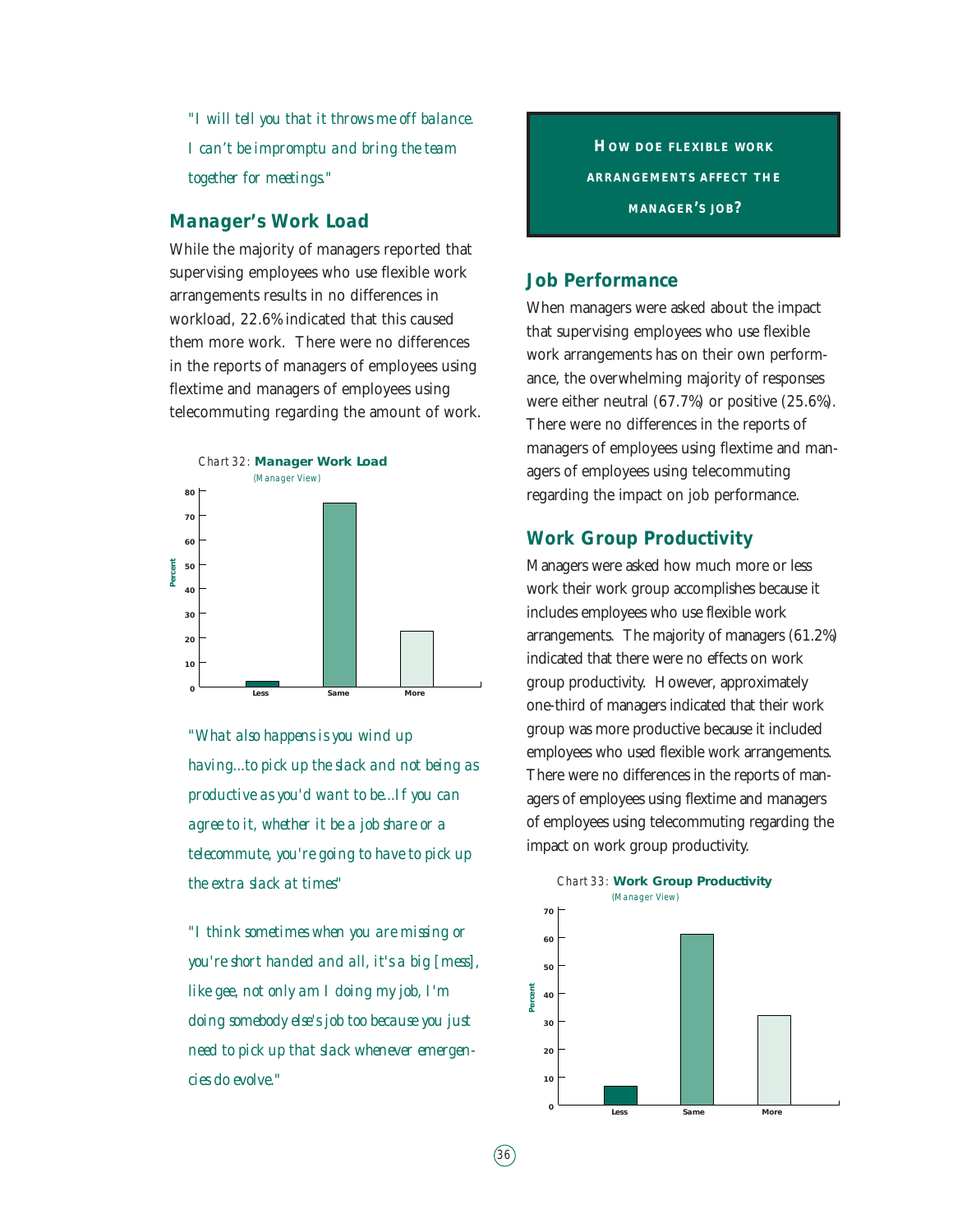*"I will tell you that it throws me off balance. I can't be impromptu and bring the team together for meetings."*

## Manager's Work Load

While the majority of managers reported that supervising employees who use flexible work arrangements results in no differences in workload, 22.6% indicated that this caused them more work. There were no differences in the reports of managers of employees using flextime and managers of employees using telecommuting regarding the amount of work.

Chart 32: **Manager Work Load**
(Manager View)

*"What also happens is you wind up having...to pick up the slack and not being as productive as you'd want to be...If you can agree to it, whether it be a job share or a telecommute, you're going to have to pick up the extra slack at times"*

*"I think sometimes when you are missing or you're short handed and all, it's a big [mess], like gee, not only am I doing my job, I'm doing somebody else's job too because you just need to pick up that slack whenever emergencies do evolve."*

**HOW DOE FLEXIBLE WORK ARRANGEMENTS AFFECT THE MANAGER'S JOB?**

## Job Performance

When managers were asked about the impact that supervising employees who use flexible work arrangements has on their own performance, the overwhelming majority of responses were either neutral (67.7%) or positive (25.6%). There were no differences in the reports of managers of employees using flextime and managers of employees using telecommuting regarding the impact on job performance.

## Work Group Productivity

Managers were asked how much more or less work their work group accomplishes because it includes employees who use flexible work arrangements. The majority of managers (61.2%) indicated that there were no effects on work group productivity. However, approximately one-third of managers indicated that their work group was more productive because it included employees who used flexible work arrangements. There were no differences in the reports of managers of employees using flextime and managers of employees using telecommuting regarding the impact on work group productivity.

Chart 33: **Work Group Productivity**
(Manager View)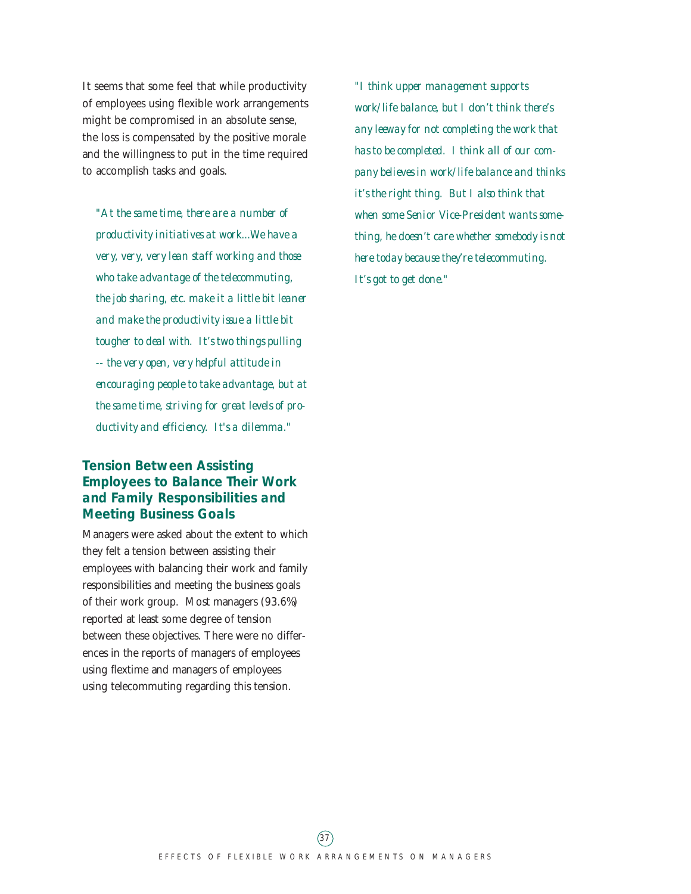It seems that some feel that while productivity of employees using flexible work arrangements might be compromised in an absolute sense, the loss is compensated by the positive morale and the willingness to put in the time required to accomplish tasks and goals.

> *"At the same time, there are a number of productivity initiatives at work...We have a very, very, very lean staff working and those who take advantage of the telecommuting, the job sharing, etc. make it a little bit leaner and make the productivity issue a little bit tougher to deal with. It's two things pulling -- the very open, very helpful attitude in encouraging people to take advantage, but at the same time, striving for great levels of productivity and efficiency. It's a dilemma."*

## Tension Between Assisting Employees to Balance Their Work and Family Responsibilities and Meeting Business Goals

Managers were asked about the extent to which they felt a tension between assisting their employees with balancing their work and family responsibilities and meeting the business goals of their work group. Most managers (93.6%) reported at least some degree of tension between these objectives. There were no differences in the reports of managers of employees using flextime and managers of employees using telecommuting regarding this tension.

> *"I think upper management supports work/life balance, but I don't think there's any leeway for not completing the work that has to be completed. I think all of our company believes in work/life balance and thinks it's the right thing. But I also think that when some Senior Vice-President wants something, he doesn't care whether somebody is not here today because they're telecommuting. It's got to get done."*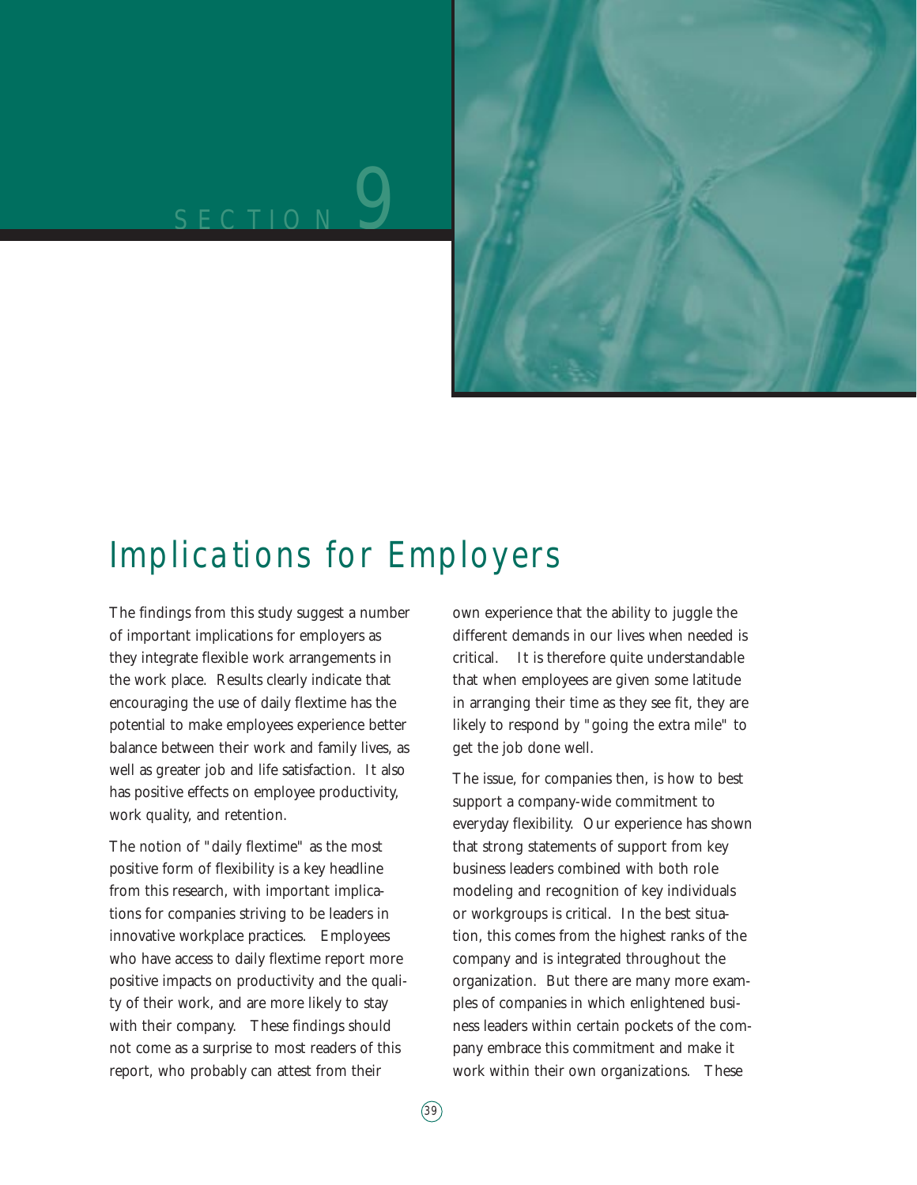# SECTION 9

## Implications for Employers

The findings from this study suggest a number of important implications for employers as they integrate flexible work arrangements in the work place. Results clearly indicate that encouraging the use of daily flextime has the potential to make employees experience better balance between their work and family lives, as well as greater job and life satisfaction. It also has positive effects on employee productivity, work quality, and retention.

The notion of "daily flextime" as the most positive form of flexibility is a key headline from this research, with important implications for companies striving to be leaders in innovative workplace practices. Employees who have access to daily flextime report more positive impacts on productivity and the quality of their work, and are more likely to stay with their company. These findings should not come as a surprise to most readers of this report, who probably can attest from their own experience that the ability to juggle the different demands in our lives when needed is critical. It is therefore quite understandable that when employees are given some latitude in arranging their time as they see fit, they are likely to respond by "going the extra mile" to get the job done well.

The issue, for companies then, is how to best support a company-wide commitment to everyday flexibility. Our experience has shown that strong statements of support from key business leaders combined with both role modeling and recognition of key individuals or workgroups is critical. In the best situation, this comes from the highest ranks of the company and is integrated throughout the organization. But there are many more examples of companies in which enlightened business leaders within certain pockets of the company embrace this commitment and make it work within their own organizations. These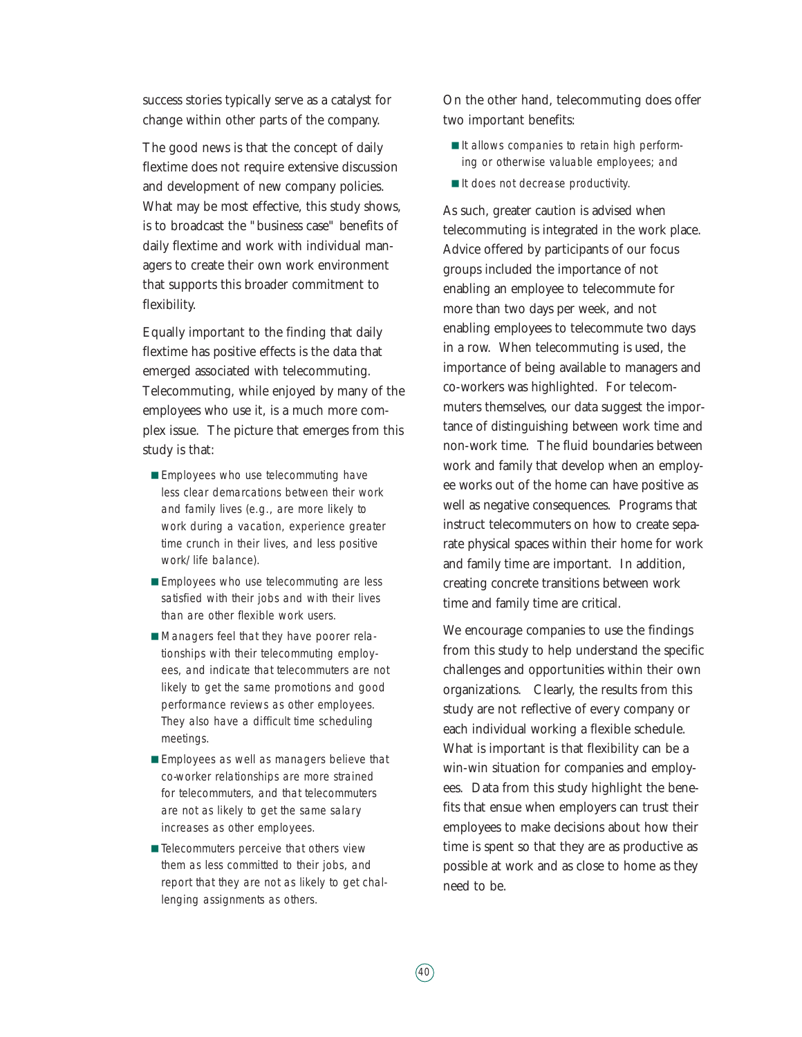success stories typically serve as a catalyst for change within other parts of the company.

The good news is that the concept of daily flextime does not require extensive discussion and development of new company policies. What may be most effective, this study shows, is to broadcast the "business case" benefits of daily flextime and work with individual managers to create their own work environment that supports this broader commitment to flexibility.

Equally important to the finding that daily flextime has positive effects is the data that emerged associated with telecommuting. Telecommuting, while enjoyed by many of the employees who use it, is a much more complex issue. The picture that emerges from this study is that:

- Employees who use telecommuting have less clear demarcations between their work and family lives (e.g., are more likely to work during a vacation, experience greater time crunch in their lives, and less positive work/life balance).
- Employees who use telecommuting are less satisfied with their jobs and with their lives than are other flexible work users.
- Managers feel that they have poorer relationships with their telecommuting employees, and indicate that telecommuters are not likely to get the same promotions and good performance reviews as other employees. They also have a difficult time scheduling meetings.
- Employees as well as managers believe that co-worker relationships are more strained for telecommuters, and that telecommuters are not as likely to get the same salary increases as other employees.
- Telecommuters perceive that others view them as less committed to their jobs, and report that they are not as likely to get challenging assignments as others.

On the other hand, telecommuting does offer two important benefits:

- It allows companies to retain high performing or otherwise valuable employees; and
- It does not decrease productivity.

As such, greater caution is advised when telecommuting is integrated in the work place. Advice offered by participants of our focus groups included the importance of not enabling an employee to telecommute for more than two days per week, and not enabling employees to telecommute two days in a row. When telecommuting is used, the importance of being available to managers and co-workers was highlighted. For telecommuters themselves, our data suggest the importance of distinguishing between work time and non-work time. The fluid boundaries between work and family that develop when an employee works out of the home can have positive as well as negative consequences. Programs that instruct telecommuters on how to create separate physical spaces within their home for work and family time are important. In addition, creating concrete transitions between work time and family time are critical.

We encourage companies to use the findings from this study to help understand the specific challenges and opportunities within their own organizations. Clearly, the results from this study are not reflective of every company or each individual working a flexible schedule. What is important is that flexibility can be a win-win situation for companies and employees. Data from this study highlight the benefits that ensue when employers can trust their employees to make decisions about how their time is spent so that they are as productive as possible at work and as close to home as they need to be.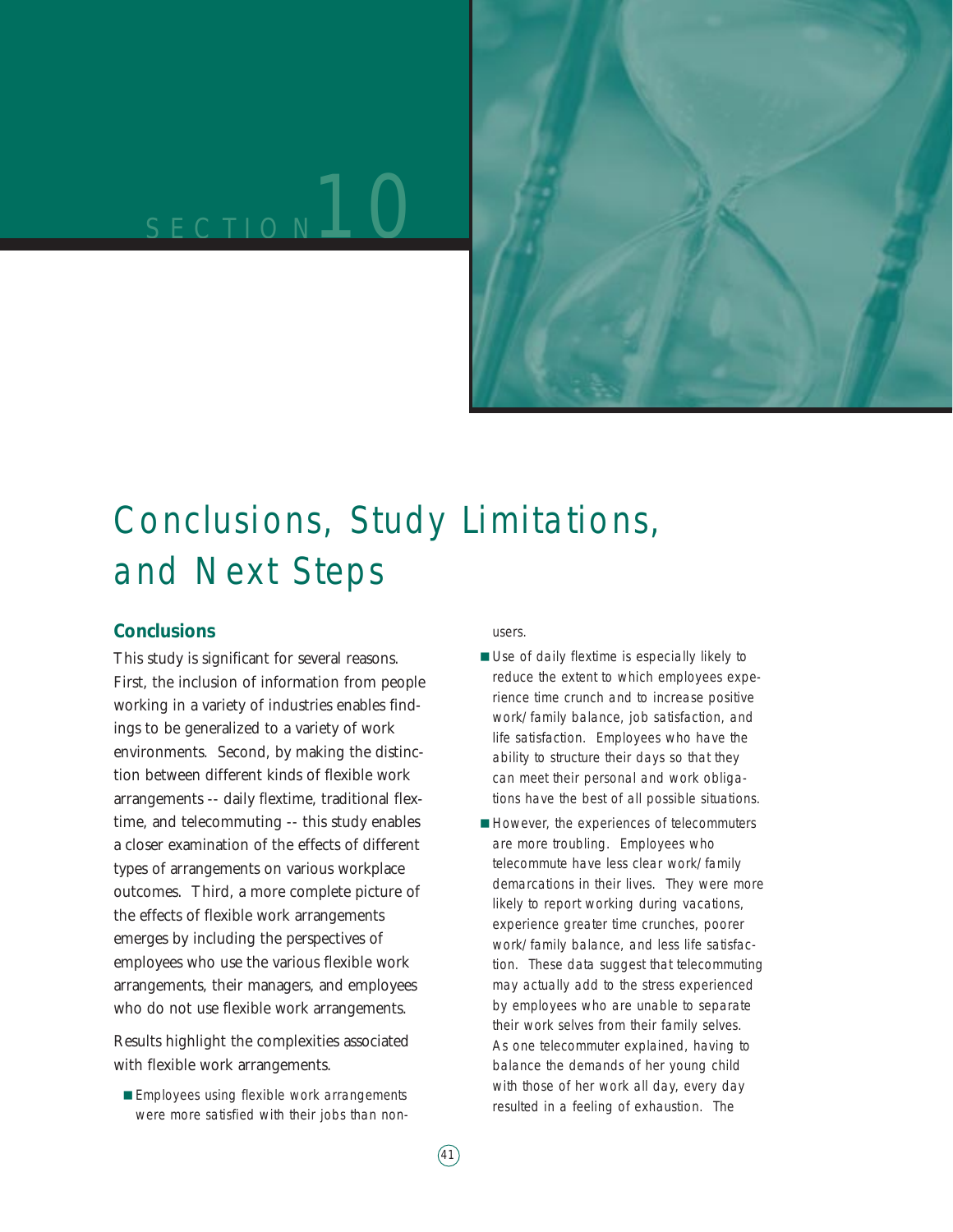# SECTION 10

# Conclusions, Study Limitations, and Next Steps

## Conclusions

This study is significant for several reasons. First, the inclusion of information from people working in a variety of industries enables findings to be generalized to a variety of work environments. Second, by making the distinction between different kinds of flexible work arrangements -- daily flextime, traditional flextime, and telecommuting -- this study enables a closer examination of the effects of different types of arrangements on various workplace outcomes. Third, a more complete picture of the effects of flexible work arrangements emerges by including the perspectives of employees who use the various flexible work arrangements, their managers, and employees who do not use flexible work arrangements.

Results highlight the complexities associated with flexible work arrangements.

- Employees using flexible work arrangements were more satisfied with their jobs than non-users.
- Use of daily flextime is especially likely to reduce the extent to which employees experience time crunch and to increase positive work/family balance, job satisfaction, and life satisfaction. Employees who have the ability to structure their days so that they can meet their personal and work obligations have the best of all possible situations.
- However, the experiences of telecommuters are more troubling. Employees who telecommute have less clear work/family demarcations in their lives. They were more likely to report working during vacations, experience greater time crunches, poorer work/family balance, and less life satisfaction. These data suggest that telecommuting may actually add to the stress experienced by employees who are unable to separate their work selves from their family selves. As one telecommuter explained, having to balance the demands of her young child with those of her work all day, every day resulted in a feeling of exhaustion. The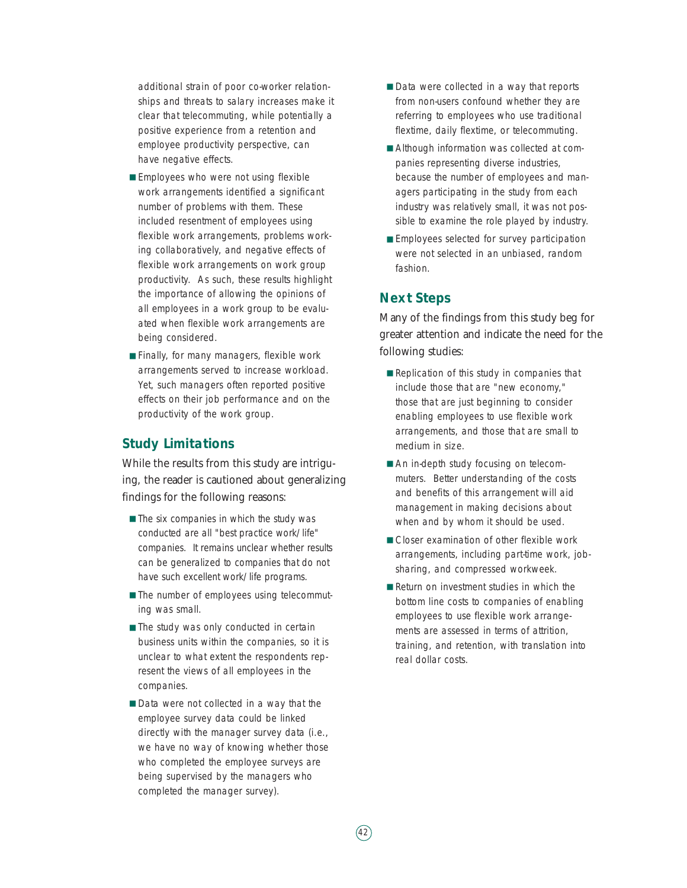additional strain of poor co-worker relationships and threats to salary increases make it clear that telecommuting, while potentially a positive experience from a retention and employee productivity perspective, can have negative effects.

- Employees who were not using flexible work arrangements identified a significant number of problems with them. These included resentment of employees using flexible work arrangements, problems working collaboratively, and negative effects of flexible work arrangements on work group productivity. As such, these results highlight the importance of allowing the opinions of all employees in a work group to be evaluated when flexible work arrangements are being considered.
- Finally, for many managers, flexible work arrangements served to increase workload. Yet, such managers often reported positive effects on their job performance and on the productivity of the work group.

## Study Limitations

While the results from this study are intriguing, the reader is cautioned about generalizing findings for the following reasons:

- The six companies in which the study was conducted are all "best practice work/life" companies. It remains unclear whether results can be generalized to companies that do not have such excellent work/life programs.
- The number of employees using telecommuting was small.
- The study was only conducted in certain business units within the companies, so it is unclear to what extent the respondents represent the views of all employees in the companies.
- Data were not collected in a way that the employee survey data could be linked directly with the manager survey data (i.e., we have no way of knowing whether those who completed the employee surveys are being supervised by the managers who completed the manager survey).
- Data were collected in a way that reports from non-users confound whether they are referring to employees who use traditional flextime, daily flextime, or telecommuting.
- Although information was collected at companies representing diverse industries, because the number of employees and managers participating in the study from each industry was relatively small, it was not possible to examine the role played by industry.
- Employees selected for survey participation were not selected in an unbiased, random fashion.

## Next Steps

Many of the findings from this study beg for greater attention and indicate the need for the following studies:

- Replication of this study in companies that include those that are "new economy," those that are just beginning to consider enabling employees to use flexible work arrangements, and those that are small to medium in size.
- An in-depth study focusing on telecommuters. Better understanding of the costs and benefits of this arrangement will aid management in making decisions about when and by whom it should be used.
- Closer examination of other flexible work arrangements, including part-time work, job-sharing, and compressed workweek.
- Return on investment studies in which the bottom line costs to companies of enabling employees to use flexible work arrangements are assessed in terms of attrition, training, and retention, with translation into real dollar costs.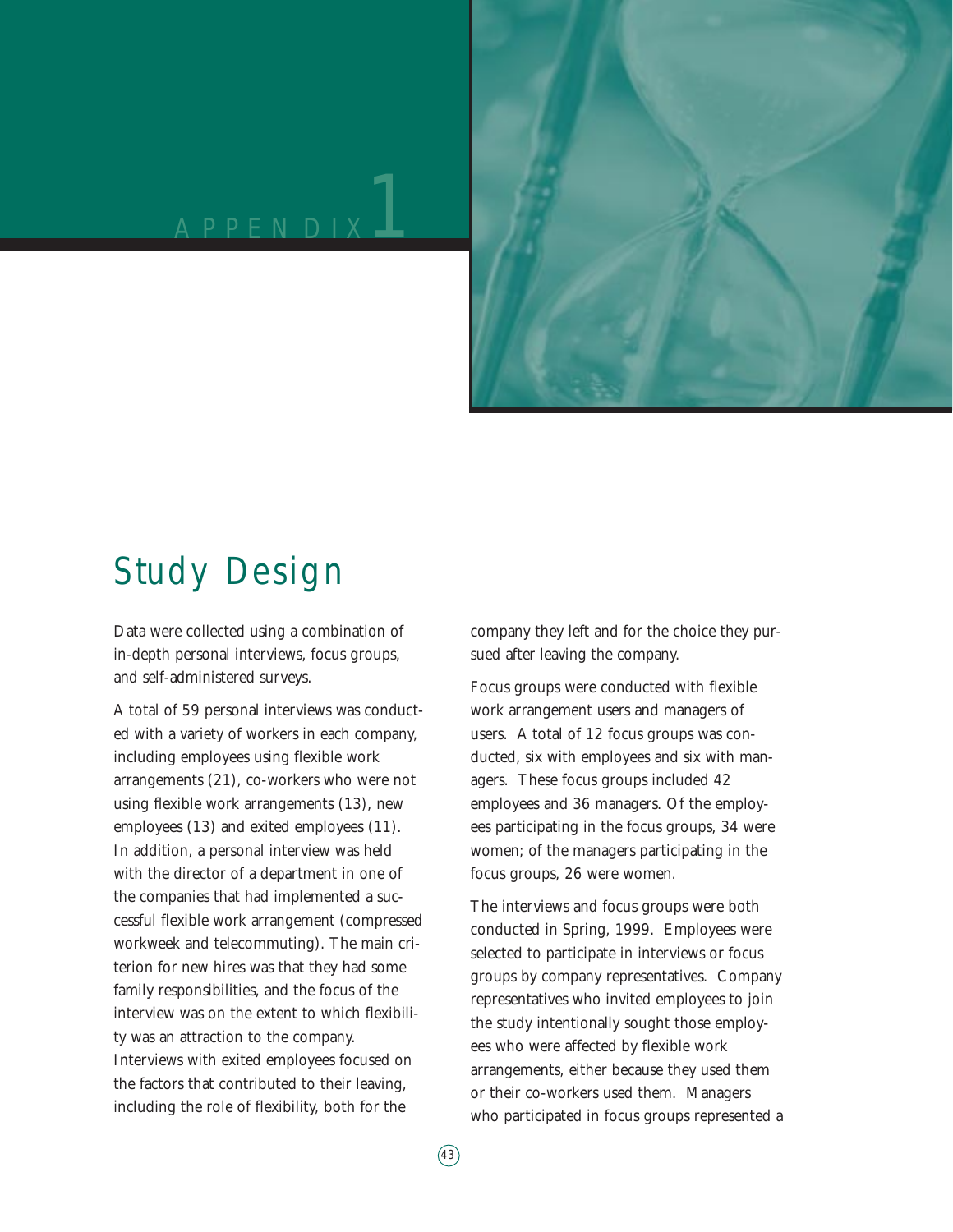# APPENDIX 1

## Study Design

Data were collected using a combination of in-depth personal interviews, focus groups, and self-administered surveys.

A total of 59 personal interviews was conducted with a variety of workers in each company, including employees using flexible work arrangements (21), co-workers who were not using flexible work arrangements (13), new employees (13) and exited employees (11). In addition, a personal interview was held with the director of a department in one of the companies that had implemented a successful flexible work arrangement (compressed workweek and telecommuting). The main criterion for new hires was that they had some family responsibilities, and the focus of the interview was on the extent to which flexibility was an attraction to the company. Interviews with exited employees focused on the factors that contributed to their leaving, including the role of flexibility, both for the company they left and for the choice they pursued after leaving the company.

Focus groups were conducted with flexible work arrangement users and managers of users. A total of 12 focus groups was conducted, six with employees and six with managers. These focus groups included 42 employees and 36 managers. Of the employees participating in the focus groups, 34 were women; of the managers participating in the focus groups, 26 were women.

The interviews and focus groups were both conducted in Spring, 1999. Employees were selected to participate in interviews or focus groups by company representatives. Company representatives who invited employees to join the study intentionally sought those employees who were affected by flexible work arrangements, either because they used them or their co-workers used them. Managers who participated in focus groups represented a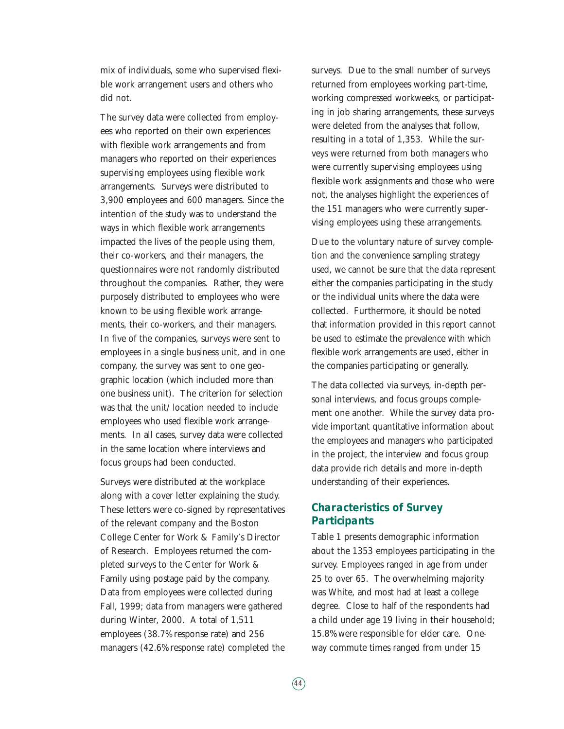mix of individuals, some who supervised flexible work arrangement users and others who did not.

The survey data were collected from employees who reported on their own experiences with flexible work arrangements and from managers who reported on their experiences supervising employees using flexible work arrangements. Surveys were distributed to 3,900 employees and 600 managers. Since the intention of the study was to understand the ways in which flexible work arrangements impacted the lives of the people using them, their co-workers, and their managers, the questionnaires were not randomly distributed throughout the companies. Rather, they were purposely distributed to employees who were known to be using flexible work arrangements, their co-workers, and their managers. In five of the companies, surveys were sent to employees in a single business unit, and in one company, the survey was sent to one geographic location (which included more than one business unit). The criterion for selection was that the unit/location needed to include employees who used flexible work arrangements. In all cases, survey data were collected in the same location where interviews and focus groups had been conducted.

Surveys were distributed at the workplace along with a cover letter explaining the study. These letters were co-signed by representatives of the relevant company and the Boston College Center for Work & Family's Director of Research. Employees returned the completed surveys to the Center for Work & Family using postage paid by the company. Data from employees were collected during Fall, 1999; data from managers were gathered during Winter, 2000. A total of 1,511 employees (38.7% response rate) and 256 managers (42.6% response rate) completed the surveys. Due to the small number of surveys returned from employees working part-time, working compressed workweeks, or participating in job sharing arrangements, these surveys were deleted from the analyses that follow, resulting in a total of 1,353. While the surveys were returned from both managers who were currently supervising employees using flexible work assignments and those who were not, the analyses highlight the experiences of the 151 managers who were currently supervising employees using these arrangements.

Due to the voluntary nature of survey completion and the convenience sampling strategy used, we cannot be sure that the data represent either the companies participating in the study or the individual units where the data were collected. Furthermore, it should be noted that information provided in this report cannot be used to estimate the prevalence with which flexible work arrangements are used, either in the companies participating or generally.

The data collected via surveys, in-depth personal interviews, and focus groups complement one another. While the survey data provide important quantitative information about the employees and managers who participated in the project, the interview and focus group data provide rich details and more in-depth understanding of their experiences.

## Characteristics of Survey Participants

Table 1 presents demographic information about the 1353 employees participating in the survey. Employees ranged in age from under 25 to over 65. The overwhelming majority was White, and most had at least a college degree. Close to half of the respondents had a child under age 19 living in their household; 15.8% were responsible for elder care. One-way commute times ranged from under 15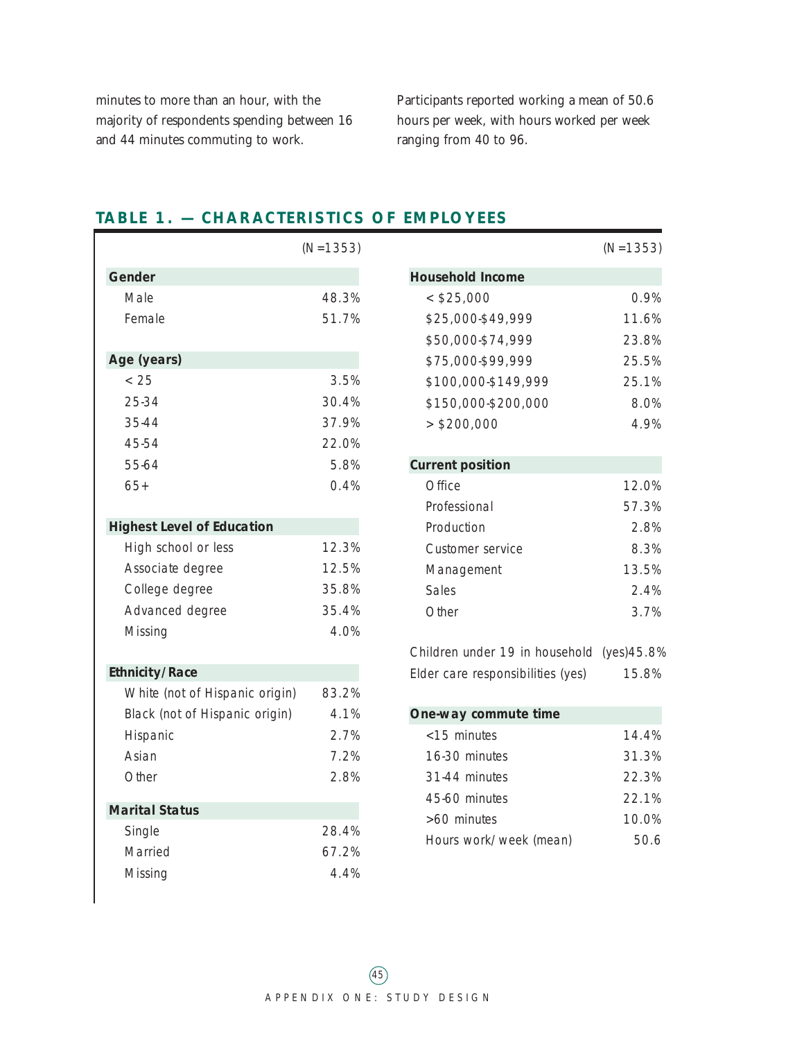minutes to more than an hour, with the majority of respondents spending between 16 and 44 minutes commuting to work.

Participants reported working a mean of 50.6 hours per week, with hours worked per week ranging from 40 to 96.

## TABLE 1. — CHARACTERISTICS OF EMPLOYEES

| | (N=1353) |
|---|---|
| **Gender** | |
| Male | 48.3% |
| Female | 51.7% |
| **Age (years)** | |
| < 25 | 3.5% |
| 25-34 | 30.4% |
| 35-44 | 37.9% |
| 45-54 | 22.0% |
| 55-64 | 5.8% |
| 65+ | 0.4% |
| **Highest Level of Education** | |
| High school or less | 12.3% |
| Associate degree | 12.5% |
| College degree | 35.8% |
| Advanced degree | 35.4% |
| Missing | 4.0% |
| **Ethnicity/Race** | |
| White (not of Hispanic origin) | 83.2% |
| Black (not of Hispanic origin) | 4.1% |
| Hispanic | 2.7% |
| Asian | 7.2% |
| Other | 2.8% |
| **Marital Status** | |
| Single | 28.4% |
| Married | 67.2% |
| Missing | 4.4% |

| | (N=1353) |
|---|---|
| **Household Income** | |
| < $25,000 | 0.9% |
| $25,000-$49,999 | 11.6% |
| $50,000-$74,999 | 23.8% |
| $75,000-$99,999 | 25.5% |
| $100,000-$149,999 | 25.1% |
| $150,000-$200,000 | 8.0% |
| > $200,000 | 4.9% |
| **Current position** | |
| Office | 12.0% |
| Professional | 57.3% |
| Production | 2.8% |
| Customer service | 8.3% |
| Management | 13.5% |
| Sales | 2.4% |
| Other | 3.7% |
| Children under 19 in household (yes) | 45.8% |
| Elder care responsibilities (yes) | 15.8% |
| **One-way commute time** | |
| <15 minutes | 14.4% |
| 16-30 minutes | 31.3% |
| 31-44 minutes | 22.3% |
| 45-60 minutes | 22.1% |
| >60 minutes | 10.0% |
| Hours work/week (mean) | 50.6 |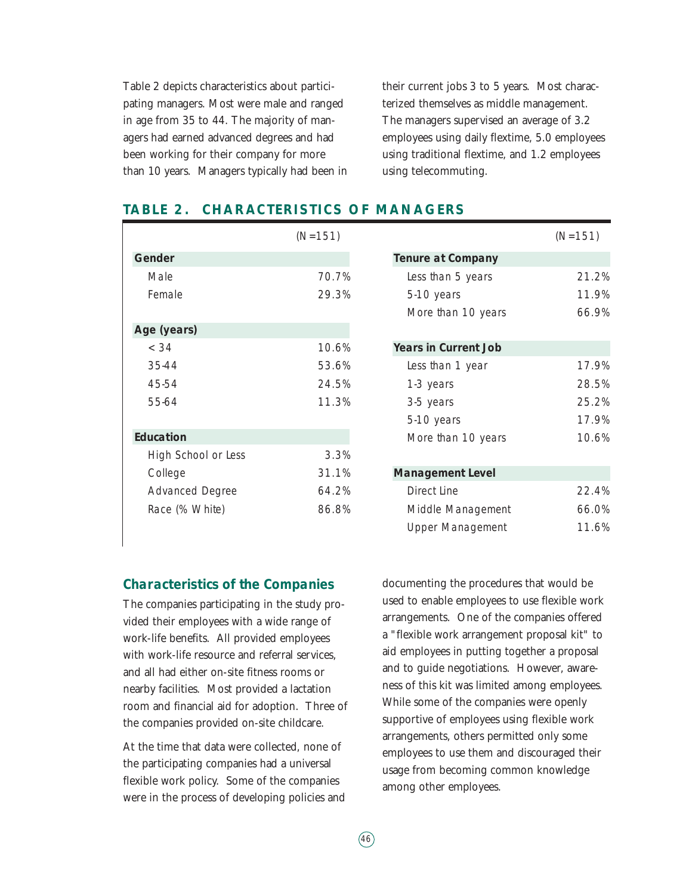Table 2 depicts characteristics about participating managers. Most were male and ranged in age from 35 to 44. The majority of managers had earned advanced degrees and had been working for their company for more than 10 years. Managers typically had been in their current jobs 3 to 5 years. Most characterized themselves as middle management. The managers supervised an average of 3.2 employees using daily flextime, 5.0 employees using traditional flextime, and 1.2 employees using telecommuting.

## TABLE 2. CHARACTERISTICS OF MANAGERS

| | (N=151) | | (N=151) |
|---|---|---|---|
| **Gender** | | **Tenure at Company** | |
| Male | 70.7% | Less than 5 years | 21.2% |
| Female | 29.3% | 5-10 years | 11.9% |
| | | More than 10 years | 66.9% |
| **Age (years)** | | | |
| < 34 | 10.6% | **Years in Current Job** | |
| 35-44 | 53.6% | Less than 1 year | 17.9% |
| 45-54 | 24.5% | 1-3 years | 28.5% |
| 55-64 | 11.3% | 3-5 years | 25.2% |
| | | 5-10 years | 17.9% |
| **Education** | | More than 10 years | 10.6% |
| High School or Less | 3.3% | | |
| College | 31.1% | **Management Level** | |
| Advanced Degree | 64.2% | Direct Line | 22.4% |
| Race (% White) | 86.8% | Middle Management | 66.0% |
| | | Upper Management | 11.6% |

### Characteristics of the Companies

The companies participating in the study provided their employees with a wide range of work-life benefits. All provided employees with work-life resource and referral services, and all had either on-site fitness rooms or nearby facilities. Most provided a lactation room and financial aid for adoption. Three of the companies provided on-site childcare.

At the time that data were collected, none of the participating companies had a universal flexible work policy. Some of the companies were in the process of developing policies and documenting the procedures that would be used to enable employees to use flexible work arrangements. One of the companies offered a "flexible work arrangement proposal kit" to aid employees in putting together a proposal and to guide negotiations. However, awareness of this kit was limited among employees. While some of the companies were openly supportive of employees using flexible work arrangements, others permitted only some employees to use them and discouraged their usage from becoming common knowledge among other employees.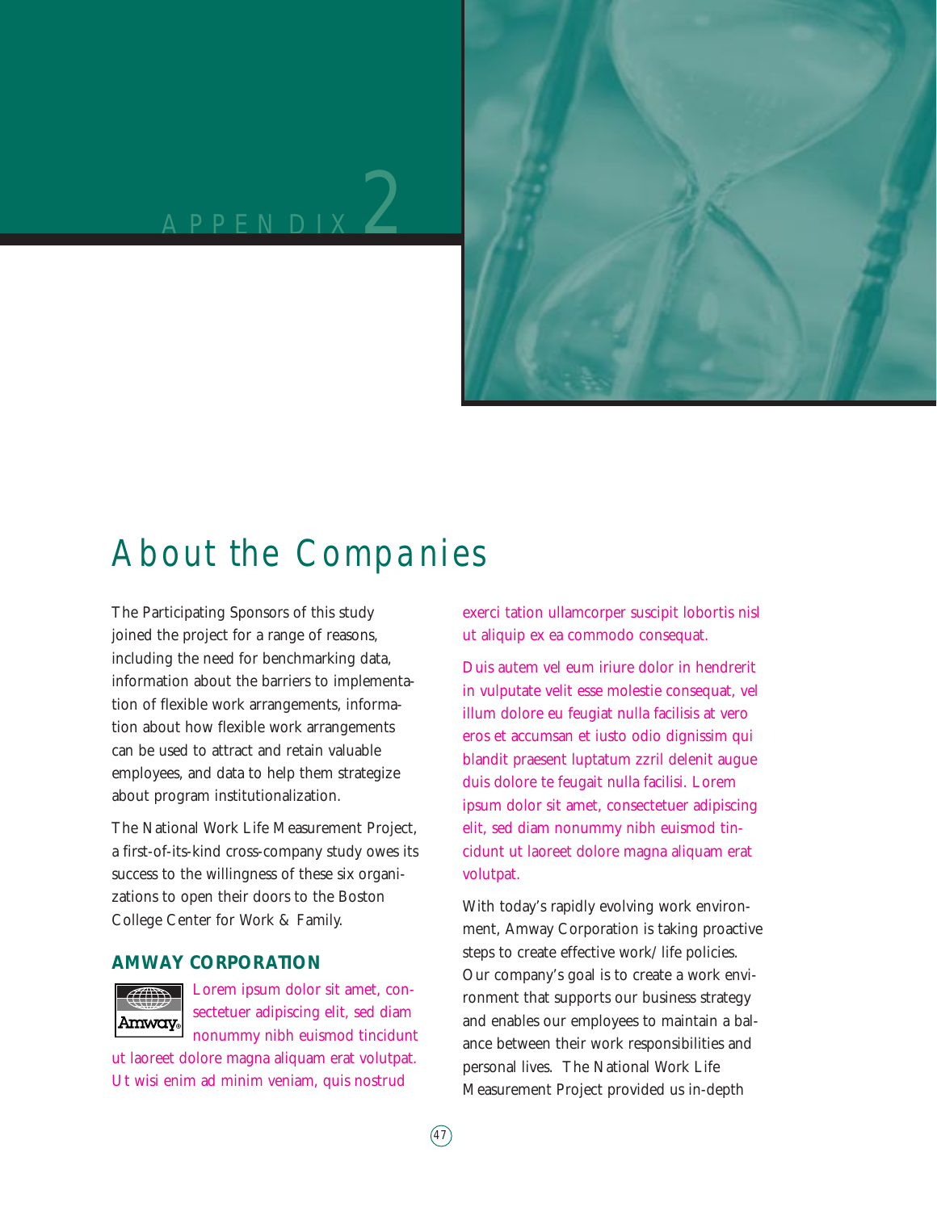# APPENDIX 2

## About the Companies

The Participating Sponsors of this study joined the project for a range of reasons, including the need for benchmarking data, information about the barriers to implementation of flexible work arrangements, information about how flexible work arrangements can be used to attract and retain valuable employees, and data to help them strategize about program institutionalization.

The National Work Life Measurement Project, a first-of-its-kind cross-company study owes its success to the willingness of these six organizations to open their doors to the Boston College Center for Work & Family.

### AMWAY CORPORATION

Lorem ipsum dolor sit amet, consectetuer adipiscing elit, sed diam nonummy nibh euismod tincidunt ut laoreet dolore magna aliquam erat volutpat. Ut wisi enim ad minim veniam, quis nostrud exerci tation ullamcorper suscipit lobortis nisl ut aliquip ex ea commodo consequat.

Duis autem vel eum iriure dolor in hendrerit in vulputate velit esse molestie consequat, vel illum dolore eu feugiat nulla facilisis at vero eros et accumsan et iusto odio dignissim qui blandit praesent luptatum zzril delenit augue duis dolore te feugait nulla facilisi. Lorem ipsum dolor sit amet, consectetuer adipiscing elit, sed diam nonummy nibh euismod tincidunt ut laoreet dolore magna aliquam erat volutpat.

With today's rapidly evolving work environment, Amway Corporation is taking proactive steps to create effective work/life policies. Our company's goal is to create a work environment that supports our business strategy and enables our employees to maintain a balance between their work responsibilities and personal lives. The National Work Life Measurement Project provided us in-depth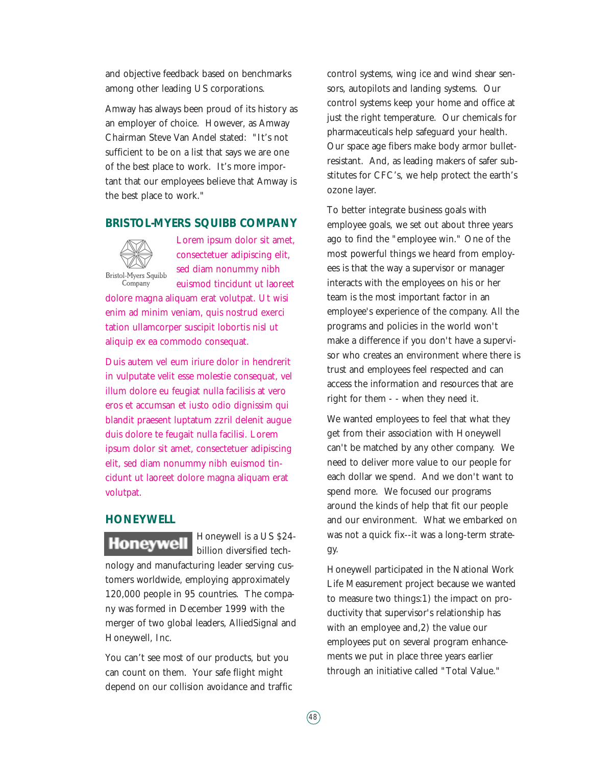and objective feedback based on benchmarks among other leading US corporations.

Amway has always been proud of its history as an employer of choice. However, as Amway Chairman Steve Van Andel stated: "It's not sufficient to be on a list that says we are one of the best place to work. It's more important that our employees believe that Amway is the best place to work."

## BRISTOL-MYERS SQUIBB COMPANY

Bristol-Myers Squibb Company

Lorem ipsum dolor sit amet, consectetuer adipiscing elit, sed diam nonummy nibh euismod tincidunt ut laoreet dolore magna aliquam erat volutpat. Ut wisi enim ad minim veniam, quis nostrud exerci tation ullamcorper suscipit lobortis nisl ut aliquip ex ea commodo consequat.

Duis autem vel eum iriure dolor in hendrerit in vulputate velit esse molestie consequat, vel illum dolore eu feugiat nulla facilisis at vero eros et accumsan et iusto odio dignissim qui blandit praesent luptatum zzril delenit augue duis dolore te feugait nulla facilisi. Lorem ipsum dolor sit amet, consectetuer adipiscing elit, sed diam nonummy nibh euismod tincidunt ut laoreet dolore magna aliquam erat volutpat.

## HONEYWELL

Honeywell

Honeywell is a US $24-billion diversified technology and manufacturing leader serving customers worldwide, employing approximately 120,000 people in 95 countries. The company was formed in December 1999 with the merger of two global leaders, AlliedSignal and Honeywell, Inc.

You can't see most of our products, but you can count on them. Your safe flight might depend on our collision avoidance and traffic control systems, wing ice and wind shear sensors, autopilots and landing systems. Our control systems keep your home and office at just the right temperature. Our chemicals for pharmaceuticals help safeguard your health. Our space age fibers make body armor bullet-resistant. And, as leading makers of safer substitutes for CFC's, we help protect the earth's ozone layer.

To better integrate business goals with employee goals, we set out about three years ago to find the "employee win." One of the most powerful things we heard from employees is that the way a supervisor or manager interacts with the employees on his or her team is the most important factor in an employee's experience of the company. All the programs and policies in the world won't make a difference if you don't have a supervisor who creates an environment where there is trust and employees feel respected and can access the information and resources that are right for them - - when they need it.

We wanted employees to feel that what they get from their association with Honeywell can't be matched by any other company. We need to deliver more value to our people for each dollar we spend. And we don't want to spend more. We focused our programs around the kinds of help that fit our people and our environment. What we embarked on was not a quick fix--it was a long-term strategy.

Honeywell participated in the National Work Life Measurement project because we wanted to measure two things:1) the impact on productivity that supervisor's relationship has with an employee and,2) the value our employees put on several program enhancements we put in place three years earlier through an initiative called "Total Value."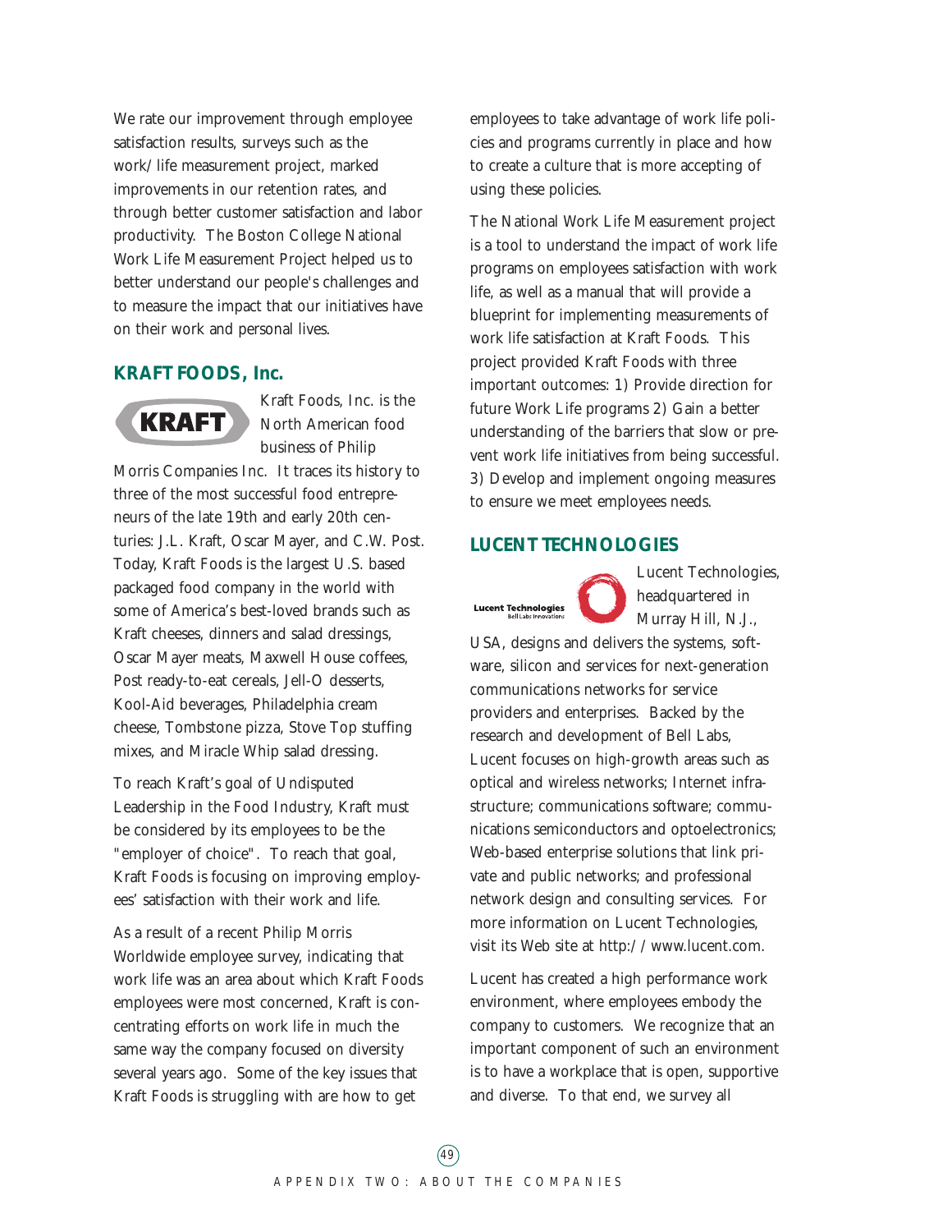We rate our improvement through employee satisfaction results, surveys such as the work/life measurement project, marked improvements in our retention rates, and through better customer satisfaction and labor productivity. The Boston College National Work Life Measurement Project helped us to better understand our people's challenges and to measure the impact that our initiatives have on their work and personal lives.

### KRAFT FOODS, Inc.

Kraft Foods, Inc. is the North American food business of Philip Morris Companies Inc. It traces its history to three of the most successful food entrepreneurs of the late 19th and early 20th centuries: J.L. Kraft, Oscar Mayer, and C.W. Post. Today, Kraft Foods is the largest U.S. based packaged food company in the world with some of America's best-loved brands such as Kraft cheeses, dinners and salad dressings, Oscar Mayer meats, Maxwell House coffees, Post ready-to-eat cereals, Jell-O desserts, Kool-Aid beverages, Philadelphia cream cheese, Tombstone pizza, Stove Top stuffing mixes, and Miracle Whip salad dressing.

To reach Kraft's goal of Undisputed Leadership in the Food Industry, Kraft must be considered by its employees to be the "employer of choice". To reach that goal, Kraft Foods is focusing on improving employees' satisfaction with their work and life.

As a result of a recent Philip Morris Worldwide employee survey, indicating that work life was an area about which Kraft Foods employees were most concerned, Kraft is concentrating efforts on work life in much the same way the company focused on diversity several years ago. Some of the key issues that Kraft Foods is struggling with are how to get employees to take advantage of work life policies and programs currently in place and how to create a culture that is more accepting of using these policies.

The National Work Life Measurement project is a tool to understand the impact of work life programs on employees satisfaction with work life, as well as a manual that will provide a blueprint for implementing measurements of work life satisfaction at Kraft Foods. This project provided Kraft Foods with three important outcomes: 1) Provide direction for future Work Life programs 2) Gain a better understanding of the barriers that slow or prevent work life initiatives from being successful. 3) Develop and implement ongoing measures to ensure we meet employees needs.

### LUCENT TECHNOLOGIES

Lucent Technologies, headquartered in Murray Hill, N.J., USA, designs and delivers the systems, software, silicon and services for next-generation communications networks for service providers and enterprises. Backed by the research and development of Bell Labs, Lucent focuses on high-growth areas such as optical and wireless networks; Internet infrastructure; communications software; communications semiconductors and optoelectronics; Web-based enterprise solutions that link private and public networks; and professional network design and consulting services. For more information on Lucent Technologies, visit its Web site at http://www.lucent.com.

Lucent has created a high performance work environment, where employees embody the company to customers. We recognize that an important component of such an environment is to have a workplace that is open, supportive and diverse. To that end, we survey all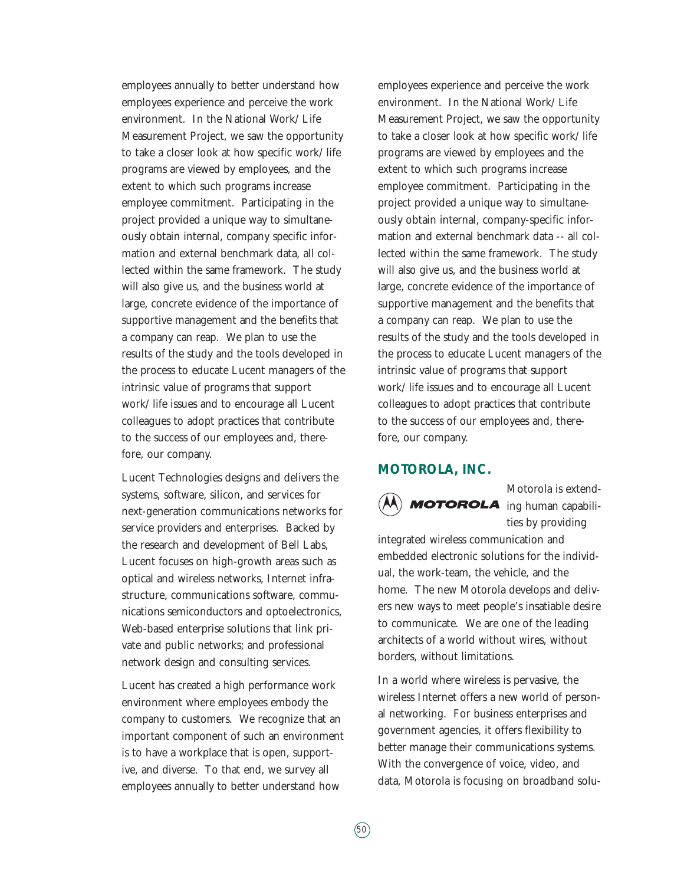employees annually to better understand how employees experience and perceive the work environment. In the National Work/Life Measurement Project, we saw the opportunity to take a closer look at how specific work/life programs are viewed by employees, and the extent to which such programs increase employee commitment. Participating in the project provided a unique way to simultaneously obtain internal, company specific information and external benchmark data, all collected within the same framework. The study will also give us, and the business world at large, concrete evidence of the importance of supportive management and the benefits that a company can reap. We plan to use the results of the study and the tools developed in the process to educate Lucent managers of the intrinsic value of programs that support work/life issues and to encourage all Lucent colleagues to adopt practices that contribute to the success of our employees and, therefore, our company.

Lucent Technologies designs and delivers the systems, software, silicon, and services for next-generation communications networks for service providers and enterprises. Backed by the research and development of Bell Labs, Lucent focuses on high-growth areas such as optical and wireless networks, Internet infrastructure, communications software, communications semiconductors and optoelectronics, Web-based enterprise solutions that link private and public networks; and professional network design and consulting services.

Lucent has created a high performance work environment where employees embody the company to customers. We recognize that an important component of such an environment is to have a workplace that is open, supportive, and diverse. To that end, we survey all employees annually to better understand how employees experience and perceive the work environment. In the National Work/Life Measurement Project, we saw the opportunity to take a closer look at how specific work/life programs are viewed by employees and the extent to which such programs increase employee commitment. Participating in the project provided a unique way to simultaneously obtain internal, company-specific information and external benchmark data -- all collected within the same framework. The study will also give us, and the business world at large, concrete evidence of the importance of supportive management and the benefits that a company can reap. We plan to use the results of the study and the tools developed in the process to educate Lucent managers of the intrinsic value of programs that support work/life issues and to encourage all Lucent colleagues to adopt practices that contribute to the success of our employees and, therefore, our company.

## MOTOROLA, INC.

MOTOROLA

Motorola is extending human capabilities by providing integrated wireless communication and embedded electronic solutions for the individual, the work-team, the vehicle, and the home. The new Motorola develops and delivers new ways to meet people's insatiable desire to communicate. We are one of the leading architects of a world without wires, without borders, without limitations.

In a world where wireless is pervasive, the wireless Internet offers a new world of personal networking. For business enterprises and government agencies, it offers flexibility to better manage their communications systems. With the convergence of voice, video, and data, Motorola is focusing on broadband solu-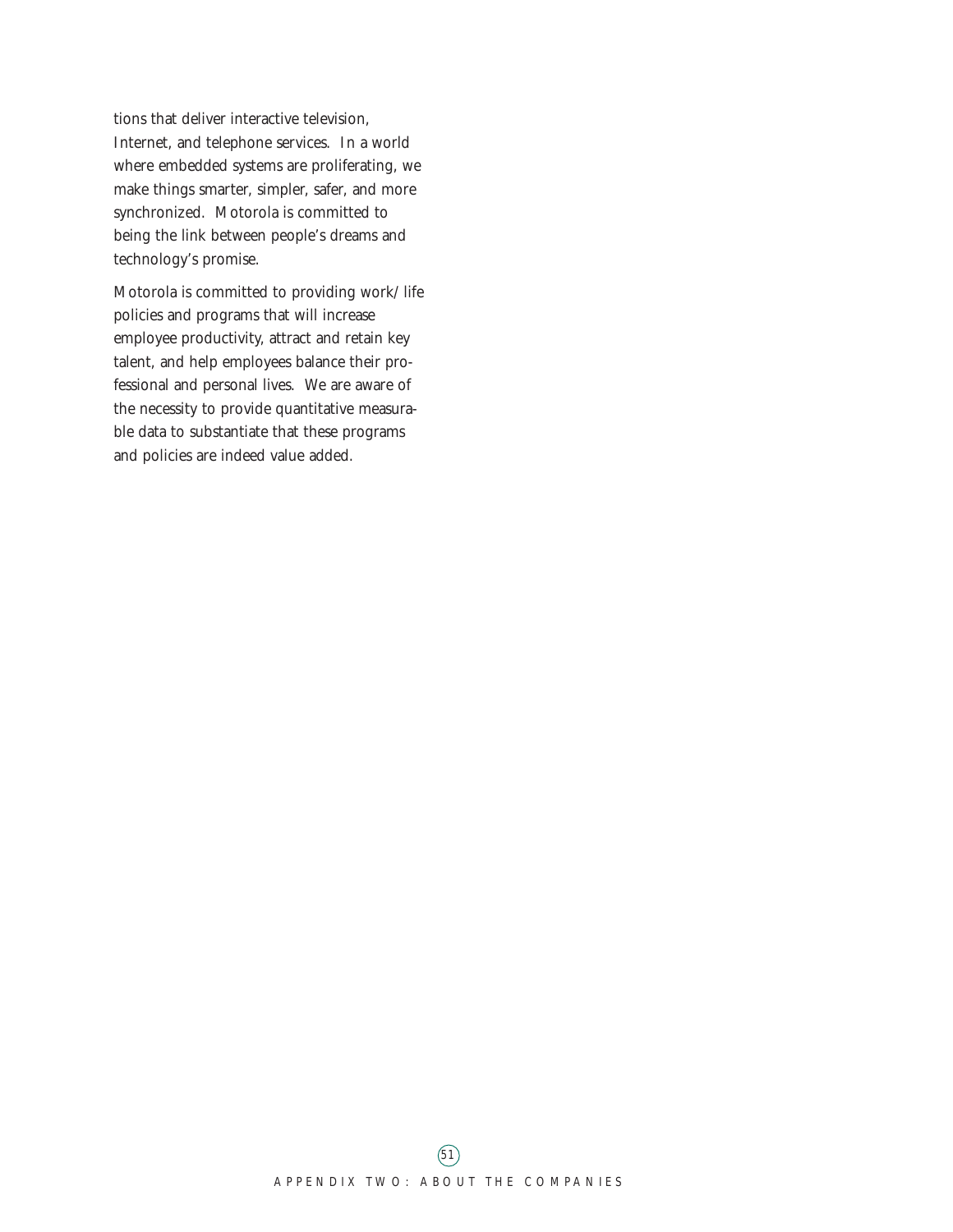tions that deliver interactive television, Internet, and telephone services. In a world where embedded systems are proliferating, we make things smarter, simpler, safer, and more synchronized. Motorola is committed to being the link between people's dreams and technology's promise.

Motorola is committed to providing work/life policies and programs that will increase employee productivity, attract and retain key talent, and help employees balance their professional and personal lives. We are aware of the necessity to provide quantitative measurable data to substantiate that these programs and policies are indeed value added.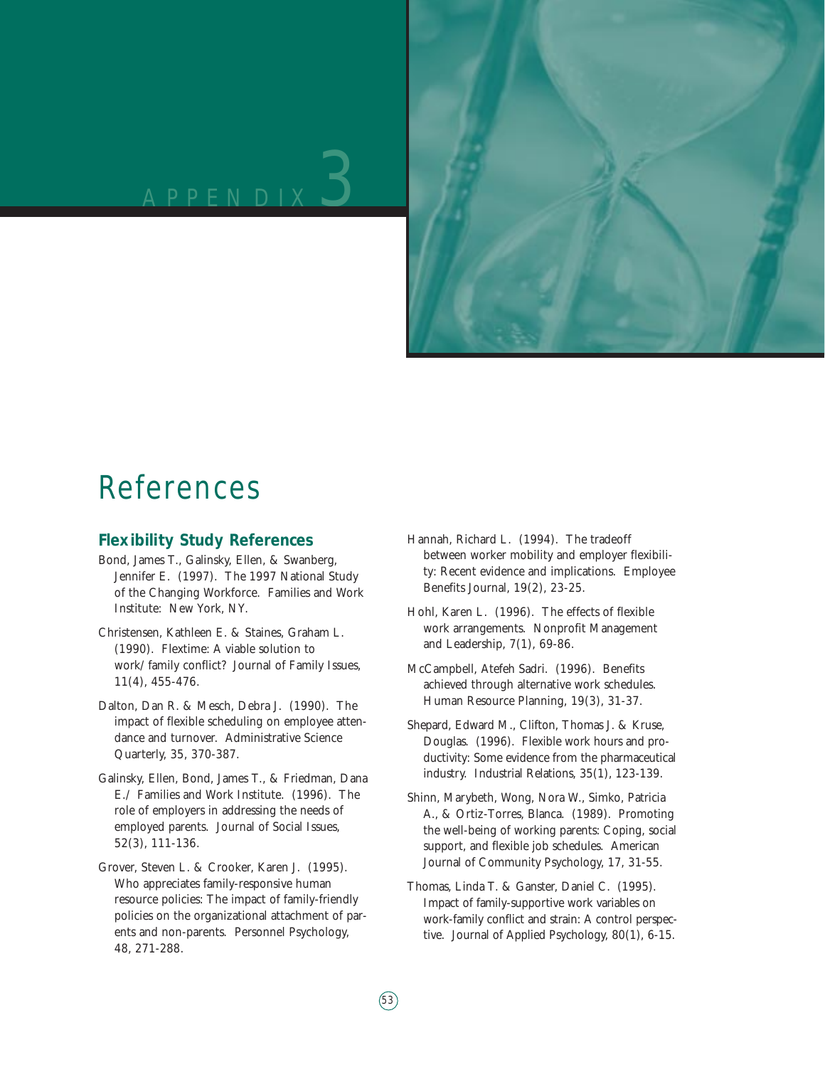APPENDIX 3

# References

## Flexibility Study References

Bond, James T., Galinsky, Ellen, & Swanberg, Jennifer E. (1997). The 1997 National Study of the Changing Workforce. Families and Work Institute: New York, NY.

Christensen, Kathleen E. & Staines, Graham L. (1990). Flextime: A viable solution to work/family conflict? Journal of Family Issues, 11(4), 455-476.

Dalton, Dan R. & Mesch, Debra J. (1990). The impact of flexible scheduling on employee attendance and turnover. Administrative Science Quarterly, 35, 370-387.

Galinsky, Ellen, Bond, James T., & Friedman, Dana E./ Families and Work Institute. (1996). The role of employers in addressing the needs of employed parents. Journal of Social Issues, 52(3), 111-136.

Grover, Steven L. & Crooker, Karen J. (1995). Who appreciates family-responsive human resource policies: The impact of family-friendly policies on the organizational attachment of parents and non-parents. Personnel Psychology, 48, 271-288.

Hannah, Richard L. (1994). The tradeoff between worker mobility and employer flexibility: Recent evidence and implications. Employee Benefits Journal, 19(2), 23-25.

Hohl, Karen L. (1996). The effects of flexible work arrangements. Nonprofit Management and Leadership, 7(1), 69-86.

McCampbell, Atefeh Sadri. (1996). Benefits achieved through alternative work schedules. Human Resource Planning, 19(3), 31-37.

Shepard, Edward M., Clifton, Thomas J. & Kruse, Douglas. (1996). Flexible work hours and productivity: Some evidence from the pharmaceutical industry. Industrial Relations, 35(1), 123-139.

Shinn, Marybeth, Wong, Nora W., Simko, Patricia A., & Ortiz-Torres, Blanca. (1989). Promoting the well-being of working parents: Coping, social support, and flexible job schedules. American Journal of Community Psychology, 17, 31-55.

Thomas, Linda T. & Ganster, Daniel C. (1995). Impact of family-supportive work variables on work-family conflict and strain: A control perspective. Journal of Applied Psychology, 80(1), 6-15.